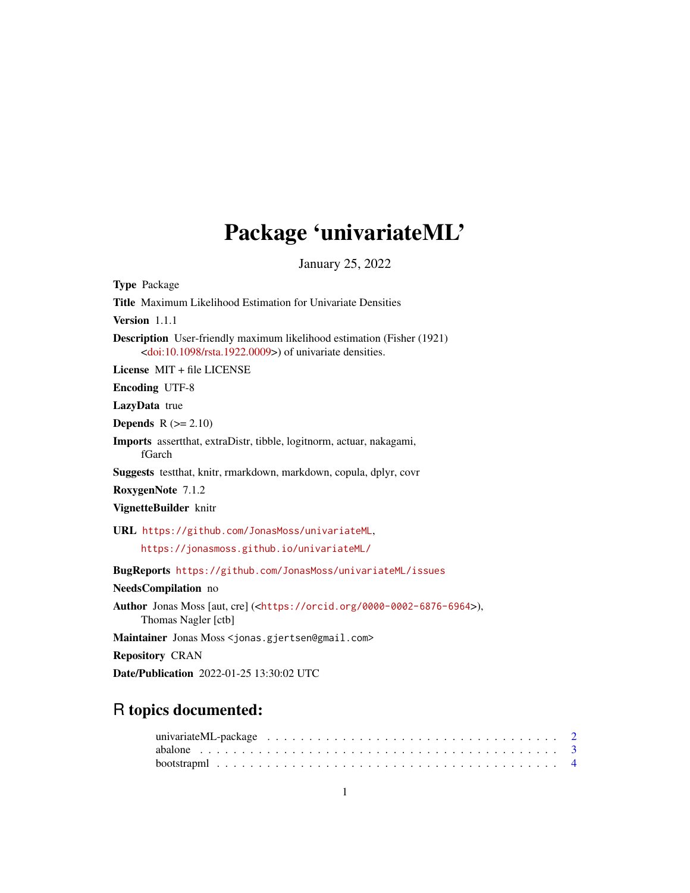# Package 'univariateML'

January 25, 2022

**Type** Package

**Title** Maximum Likelihood Estimation for Univariate Densities

**Version** 1.1.1

**Description** User-friendly maximum likelihood estimation (Fisher (1921) <doi:10.1098/rsta.1922.0009>) of univariate densities.

**License** MIT + file LICENSE

**Encoding** UTF-8

**LazyData** true

**Depends** R (>= 2.10)

**Imports** assertthat, extraDistr, tibble, logitnorm, actuar, nakagami, fGarch

**Suggests** testthat, knitr, rmarkdown, markdown, copula, dplyr, covr

**RoxygenNote** 7.1.2

**VignetteBuilder** knitr

**URL** https://github.com/JonasMoss/univariateML, https://jonasmoss.github.io/univariateML/

**BugReports** https://github.com/JonasMoss/univariateML/issues

**NeedsCompilation** no

**Author** Jonas Moss [aut, cre] (<https://orcid.org/0000-0002-6876-6964>), Thomas Nagler [ctb]

**Maintainer** Jonas Moss <jonas.gjertsen@gmail.com>

**Repository** CRAN

**Date/Publication** 2022-01-25 13:30:02 UTC

## R topics documented:

univariateML-package . . . . . . . . . . . . . . . . . . . . . . . . . . . . . . . . 2
abalone . . . . . . . . . . . . . . . . . . . . . . . . . . . . . . . . . . . . . . . . 3
bootstrapml . . . . . . . . . . . . . . . . . . . . . . . . . . . . . . . . . . . . . . 4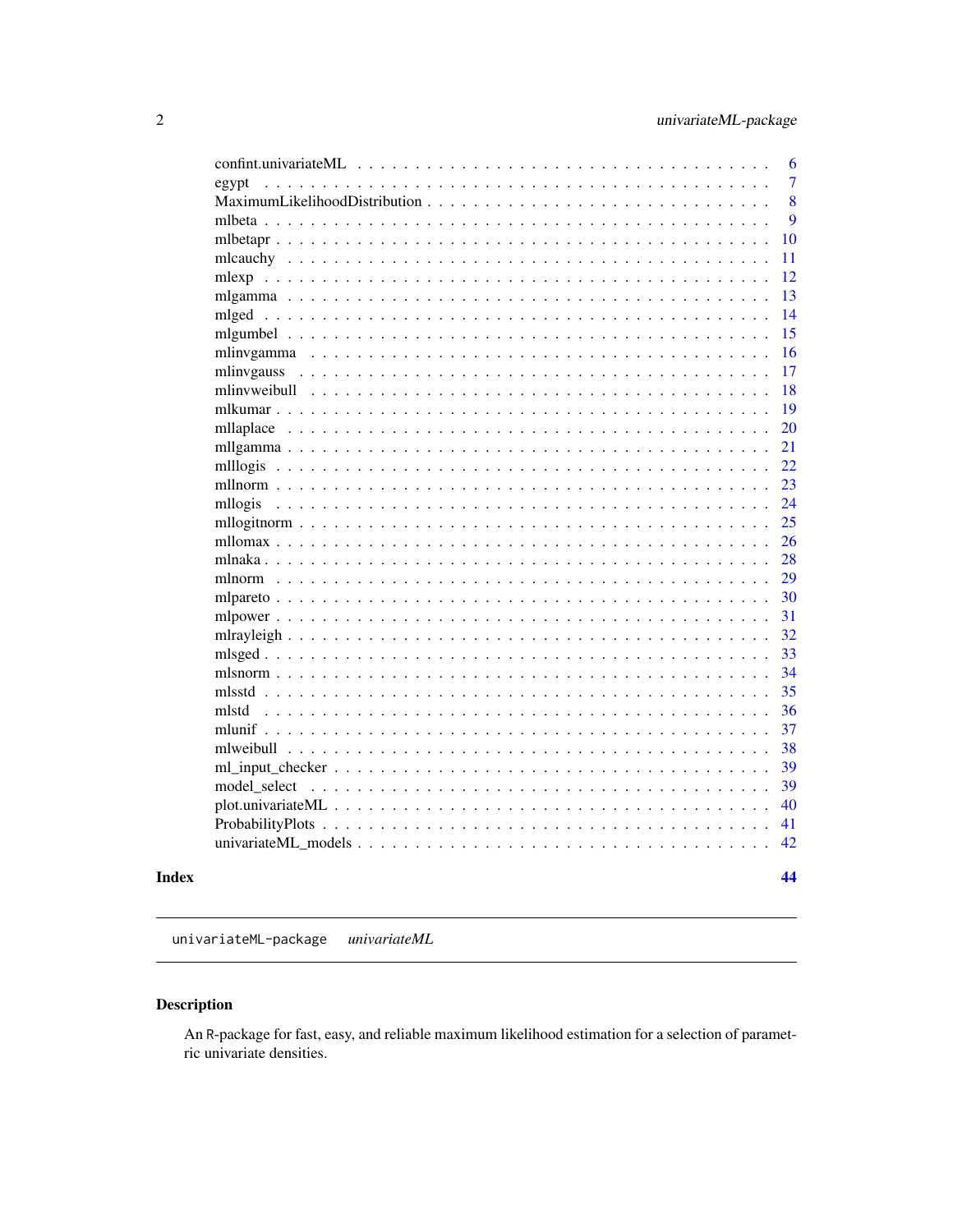| | |
|---|---|
| confint.univariateML | 6 |
| egypt | 7 |
| MaximumLikelihoodDistribution | 8 |
| mlbeta | 9 |
| mlbetapr | 10 |
| mlcauchy | 11 |
| mlexp | 12 |
| mlgamma | 13 |
| mlged | 14 |
| mlgumbel | 15 |
| mlinvgamma | 16 |
| mlinvgauss | 17 |
| mlinvweibull | 18 |
| mlkumar | 19 |
| mllaplace | 20 |
| mllgamma | 21 |
| mlllogis | 22 |
| mllnorm | 23 |
| mllogis | 24 |
| mllogitnorm | 25 |
| mllomax | 26 |
| mlnaka | 28 |
| mlnorm | 29 |
| mlpareto | 30 |
| mlpower | 31 |
| mlrayleigh | 32 |
| mlsged | 33 |
| mlsnorm | 34 |
| mlsstd | 35 |
| mlstd | 36 |
| mlunif | 37 |
| mlweibull | 38 |
| ml_input_checker | 39 |
| model_select | 39 |
| plot.univariateML | 40 |
| ProbabilityPlots | 41 |
| univariateML_models | 42 |

**Index** **44**

---

`univariateML-package` *univariateML*

---

## Description

An R-package for fast, easy, and reliable maximum likelihood estimation for a selection of parametric univariate densities.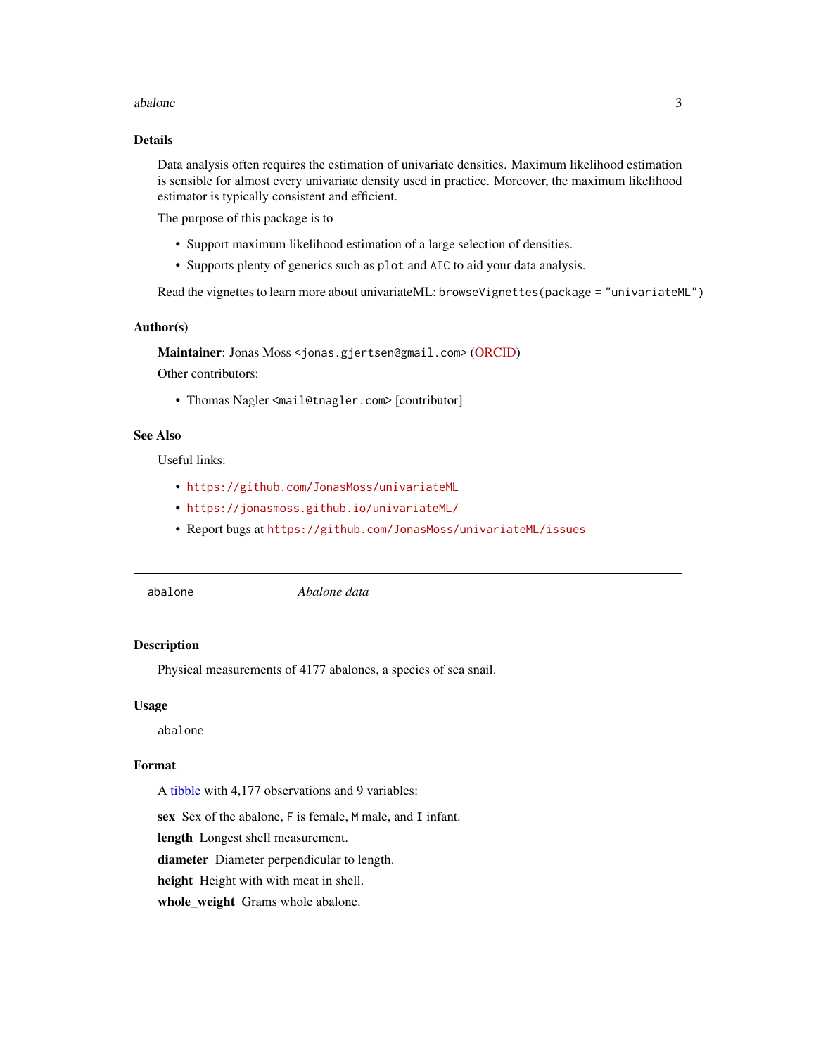## Details

Data analysis often requires the estimation of univariate densities. Maximum likelihood estimation is sensible for almost every univariate density used in practice. Moreover, the maximum likelihood estimator is typically consistent and efficient.

The purpose of this package is to

- Support maximum likelihood estimation of a large selection of densities.
- Supports plenty of generics such as `plot` and `AIC` to aid your data analysis.

Read the vignettes to learn more about univariateML: `browseVignettes(package = "univariateML")`

## Author(s)

**Maintainer**: Jonas Moss <jonas.gjertsen@gmail.com> (ORCID)

Other contributors:

- Thomas Nagler <mail@tnagler.com> [contributor]

## See Also

Useful links:

- https://github.com/JonasMoss/univariateML
- https://jonasmoss.github.io/univariateML/
- Report bugs at https://github.com/JonasMoss/univariateML/issues

---

# abalone — *Abalone data*

## Description

Physical measurements of 4177 abalones, a species of sea snail.

## Usage

```
abalone
```

## Format

A tibble with 4,177 observations and 9 variables:

**sex** Sex of the abalone, `F` is female, `M` male, and `I` infant.

**length** Longest shell measurement.

**diameter** Diameter perpendicular to length.

**height** Height with with meat in shell.

**whole_weight** Grams whole abalone.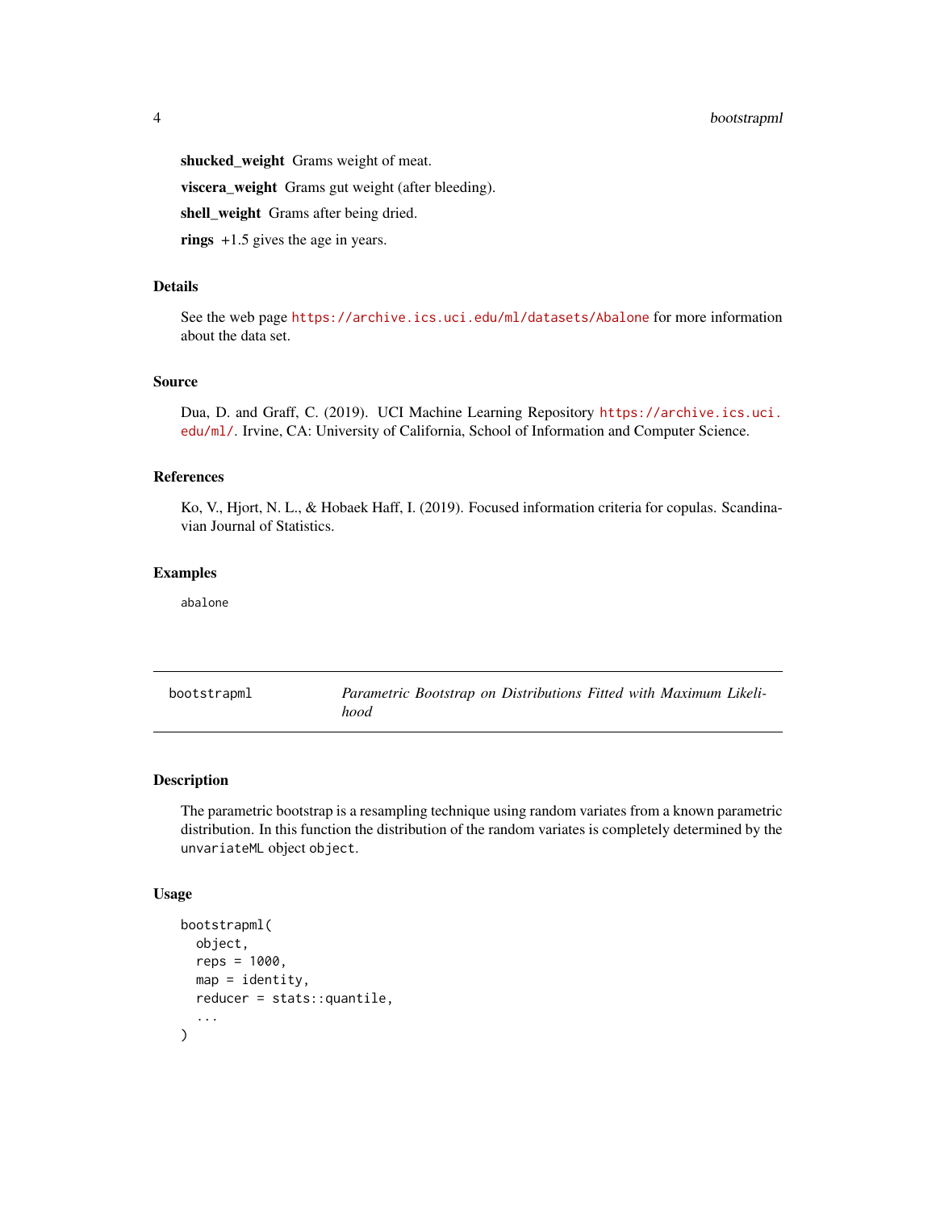**shucked_weight** Grams weight of meat.

**viscera_weight** Grams gut weight (after bleeding).

**shell_weight** Grams after being dried.

**rings** +1.5 gives the age in years.

### Details

See the web page https://archive.ics.uci.edu/ml/datasets/Abalone for more information about the data set.

### Source

Dua, D. and Graff, C. (2019). UCI Machine Learning Repository https://archive.ics.uci.edu/ml/. Irvine, CA: University of California, School of Information and Computer Science.

### References

Ko, V., Hjort, N. L., & Hobaek Haff, I. (2019). Focused information criteria for copulas. Scandinavian Journal of Statistics.

### Examples

```
abalone
```

---

## bootstrapml — *Parametric Bootstrap on Distributions Fitted with Maximum Likelihood*

---

### Description

The parametric bootstrap is a resampling technique using random variates from a known parametric distribution. In this function the distribution of the random variates is completely determined by the `unvariateML` object `object`.

### Usage

```
bootstrapml(
  object,
  reps = 1000,
  map = identity,
  reducer = stats::quantile,
  ...
)
```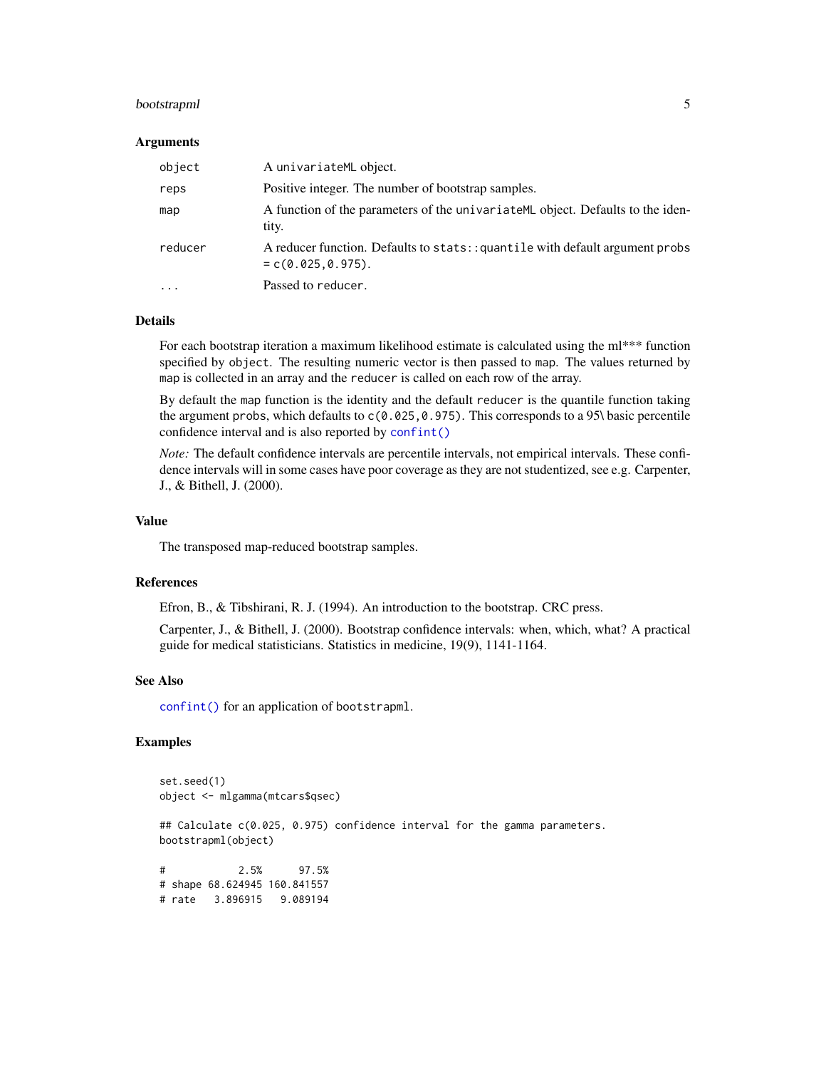### Arguments

| | |
|---|---|
| `object` | A `univariateML` object. |
| `reps` | Positive integer. The number of bootstrap samples. |
| `map` | A function of the parameters of the `univariateML` object. Defaults to the identity. |
| `reducer` | A reducer function. Defaults to `stats::quantile` with default argument `probs = c(0.025,0.975)`. |
| `...` | Passed to `reducer`. |

### Details

For each bootstrap iteration a maximum likelihood estimate is calculated using the ml*** function specified by `object`. The resulting numeric vector is then passed to `map`. The values returned by `map` is collected in an array and the `reducer` is called on each row of the array.

By default the `map` function is the identity and the default `reducer` is the quantile function taking the argument `probs`, which defaults to `c(0.025,0.975)`. This corresponds to a 95\ basic percentile confidence interval and is also reported by `confint()`

*Note:* The default confidence intervals are percentile intervals, not empirical intervals. These confidence intervals will in some cases have poor coverage as they are not studentized, see e.g. Carpenter, J., & Bithell, J. (2000).

### Value

The transposed map-reduced bootstrap samples.

### References

Efron, B., & Tibshirani, R. J. (1994). An introduction to the bootstrap. CRC press.

Carpenter, J., & Bithell, J. (2000). Bootstrap confidence intervals: when, which, what? A practical guide for medical statisticians. Statistics in medicine, 19(9), 1141-1164.

### See Also

`confint()` for an application of `bootstrapml`.

### Examples

```
set.seed(1)
object <- mlgamma(mtcars$qsec)

## Calculate c(0.025, 0.975) confidence interval for the gamma parameters.
bootstrapml(object)

#            2.5%      97.5%
# shape 68.624945 160.841557
# rate   3.896915   9.089194
```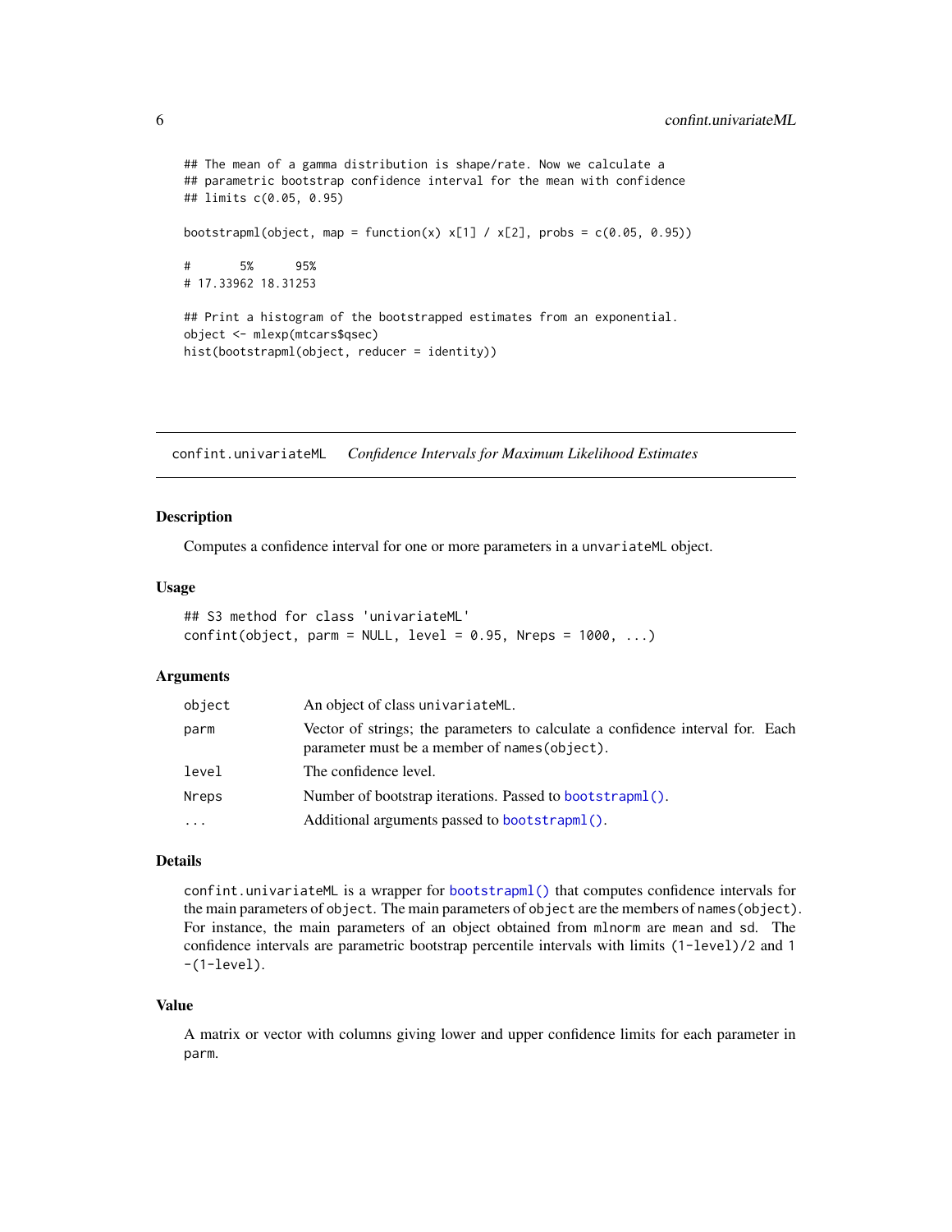```
## The mean of a gamma distribution is shape/rate. Now we calculate a
## parametric bootstrap confidence interval for the mean with confidence
## limits c(0.05, 0.95)

bootstrapml(object, map = function(x) x[1] / x[2], probs = c(0.05, 0.95))

#       5%      95%
# 17.33962 18.31253

## Print a histogram of the bootstrapped estimates from an exponential.
object <- mlexp(mtcars$qsec)
hist(bootstrapml(object, reducer = identity))
```

---

## confint.univariateML — *Confidence Intervals for Maximum Likelihood Estimates*

---

### Description

Computes a confidence interval for one or more parameters in a `unvariateML` object.

### Usage

```
## S3 method for class 'univariateML'
confint(object, parm = NULL, level = 0.95, Nreps = 1000, ...)
```

### Arguments

| | |
|---|---|
| `object` | An object of class `univariateML`. |
| `parm` | Vector of strings; the parameters to calculate a confidence interval for. Each parameter must be a member of `names(object)`. |
| `level` | The confidence level. |
| `Nreps` | Number of bootstrap iterations. Passed to `bootstrapml()`. |
| `...` | Additional arguments passed to `bootstrapml()`. |

### Details

`confint.univariateML` is a wrapper for `bootstrapml()` that computes confidence intervals for the main parameters of `object`. The main parameters of `object` are the members of `names(object)`. For instance, the main parameters of an object obtained from `mlnorm` are `mean` and `sd`. The confidence intervals are parametric bootstrap percentile intervals with limits `(1-level)/2` and `1 -(1-level)`.

### Value

A matrix or vector with columns giving lower and upper confidence limits for each parameter in `parm`.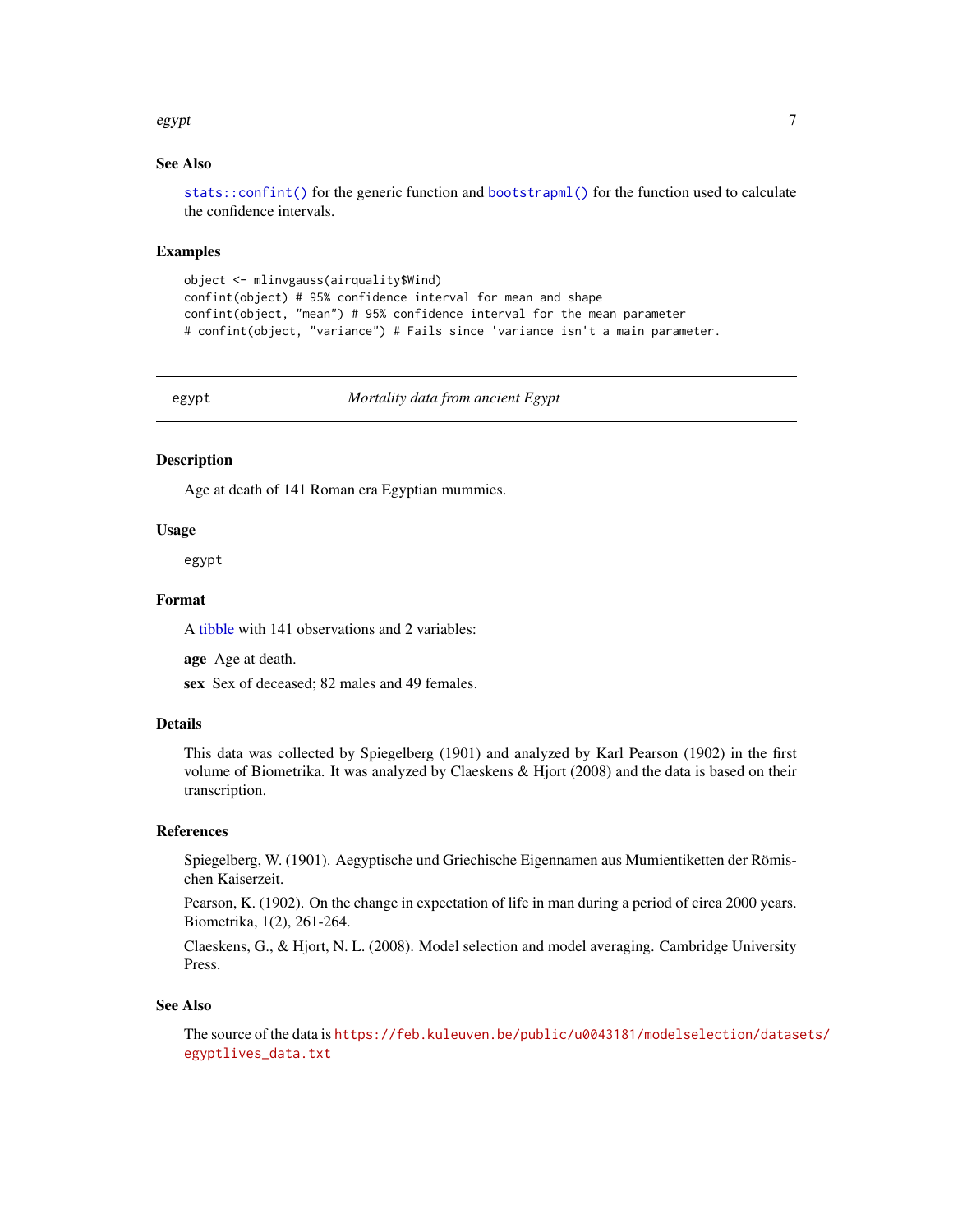## See Also

`stats::confint()` for the generic function and `bootstrapml()` for the function used to calculate the confidence intervals.

## Examples

```
object <- mlinvgauss(airquality$Wind)
confint(object) # 95% confidence interval for mean and shape
confint(object, "mean") # 95% confidence interval for the mean parameter
# confint(object, "variance") # Fails since 'variance isn't a main parameter.
```

---

# egypt — *Mortality data from ancient Egypt*

## Description

Age at death of 141 Roman era Egyptian mummies.

## Usage

```
egypt
```

## Format

A tibble with 141 observations and 2 variables:

**age** Age at death.

**sex** Sex of deceased; 82 males and 49 females.

## Details

This data was collected by Spiegelberg (1901) and analyzed by Karl Pearson (1902) in the first volume of Biometrika. It was analyzed by Claeskens & Hjort (2008) and the data is based on their transcription.

## References

Spiegelberg, W. (1901). Aegyptische und Griechische Eigennamen aus Mumientiketten der Römischen Kaiserzeit.

Pearson, K. (1902). On the change in expectation of life in man during a period of circa 2000 years. Biometrika, 1(2), 261-264.

Claeskens, G., & Hjort, N. L. (2008). Model selection and model averaging. Cambridge University Press.

## See Also

The source of the data is https://feb.kuleuven.be/public/u0043181/modelselection/datasets/egyptlives_data.txt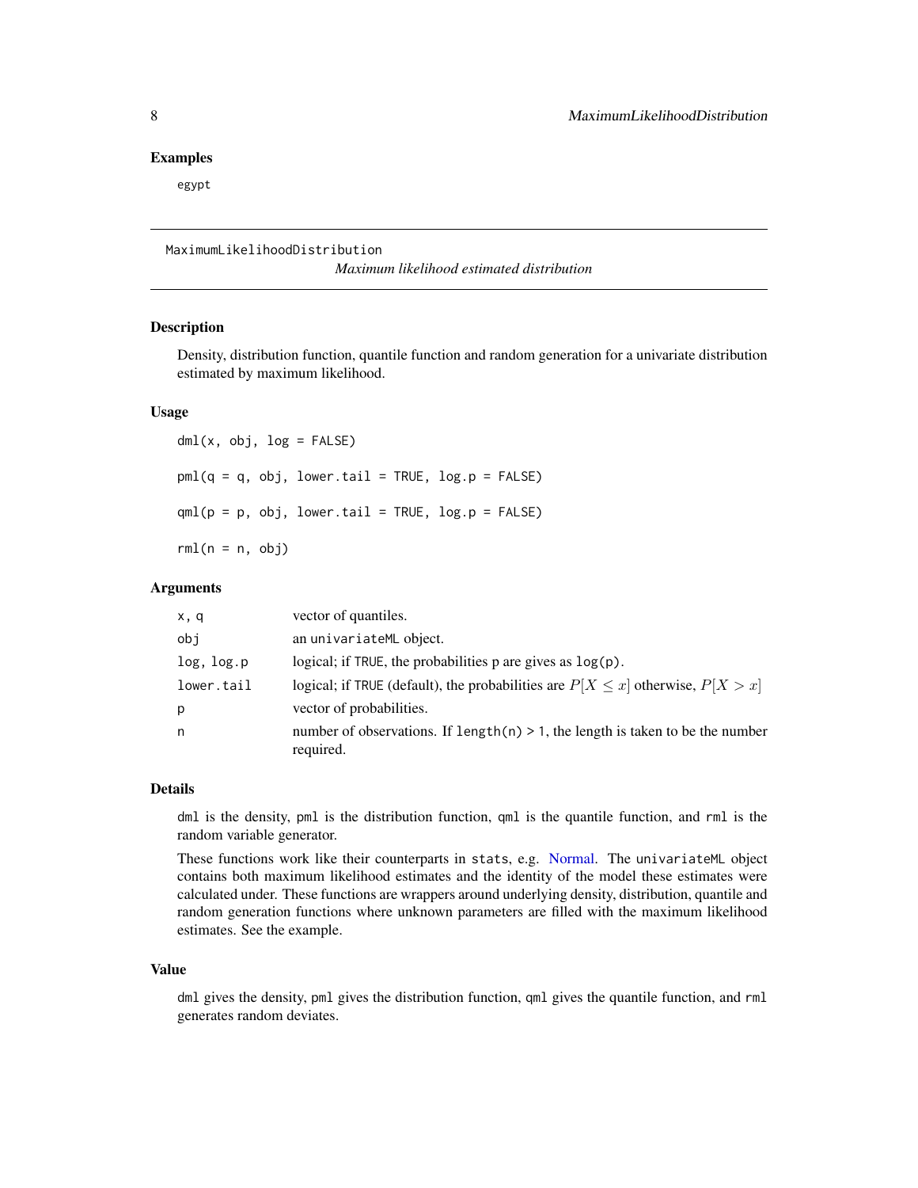## Examples

```
egypt
```

---

# MaximumLikelihoodDistribution *Maximum likelihood estimated distribution*

## Description

Density, distribution function, quantile function and random generation for a univariate distribution estimated by maximum likelihood.

## Usage

```
dml(x, obj, log = FALSE)

pml(q = q, obj, lower.tail = TRUE, log.p = FALSE)

qml(p = p, obj, lower.tail = TRUE, log.p = FALSE)

rml(n = n, obj)
```

## Arguments

| | |
|---|---|
| `x, q` | vector of quantiles. |
| `obj` | an `univariateML` object. |
| `log, log.p` | logical; if `TRUE`, the probabilities p are gives as `log(p)`. |
| `lower.tail` | logical; if `TRUE` (default), the probabilities are $P[X \leq x]$ otherwise, $P[X > x]$ |
| `p` | vector of probabilities. |
| `n` | number of observations. If `length(n) > 1`, the length is taken to be the number required. |

## Details

`dml` is the density, `pml` is the distribution function, `qml` is the quantile function, and `rml` is the random variable generator.

These functions work like their counterparts in `stats`, e.g. Normal. The `univariateML` object contains both maximum likelihood estimates and the identity of the model these estimates were calculated under. These functions are wrappers around underlying density, distribution, quantile and random generation functions where unknown parameters are filled with the maximum likelihood estimates. See the example.

## Value

`dml` gives the density, `pml` gives the distribution function, `qml` gives the quantile function, and `rml` generates random deviates.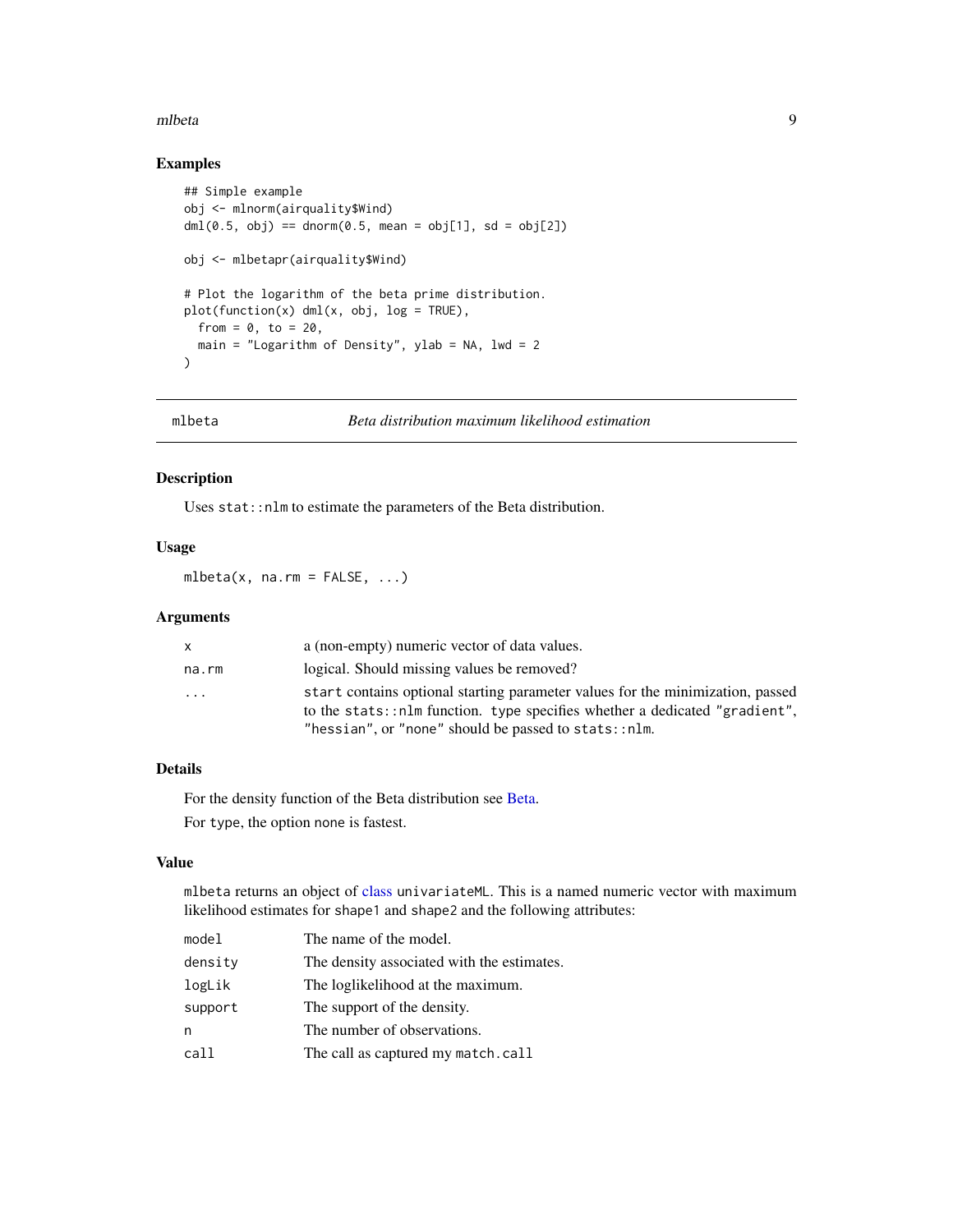### Examples

```
## Simple example
obj <- mlnorm(airquality$Wind)
dml(0.5, obj) == dnorm(0.5, mean = obj[1], sd = obj[2])

obj <- mlbetapr(airquality$Wind)

# Plot the logarithm of the beta prime distribution.
plot(function(x) dml(x, obj, log = TRUE),
  from = 0, to = 20,
  main = "Logarithm of Density", ylab = NA, lwd = 2
)
```

---

## mlbeta — *Beta distribution maximum likelihood estimation*

### Description

Uses `stat::nlm` to estimate the parameters of the Beta distribution.

### Usage

```
mlbeta(x, na.rm = FALSE, ...)
```

### Arguments

| | |
|---|---|
| `x` | a (non-empty) numeric vector of data values. |
| `na.rm` | logical. Should missing values be removed? |
| `...` | `start` contains optional starting parameter values for the minimization, passed to the `stats::nlm` function. `type` specifies whether a dedicated `"gradient"`, `"hessian"`, or `"none"` should be passed to `stats::nlm`. |

### Details

For the density function of the Beta distribution see Beta.

For `type`, the option `none` is fastest.

### Value

`mlbeta` returns an object of class `univariateML`. This is a named numeric vector with maximum likelihood estimates for `shape1` and `shape2` and the following attributes:

| | |
|---|---|
| `model` | The name of the model. |
| `density` | The density associated with the estimates. |
| `logLik` | The loglikelihood at the maximum. |
| `support` | The support of the density. |
| `n` | The number of observations. |
| `call` | The call as captured my `match.call` |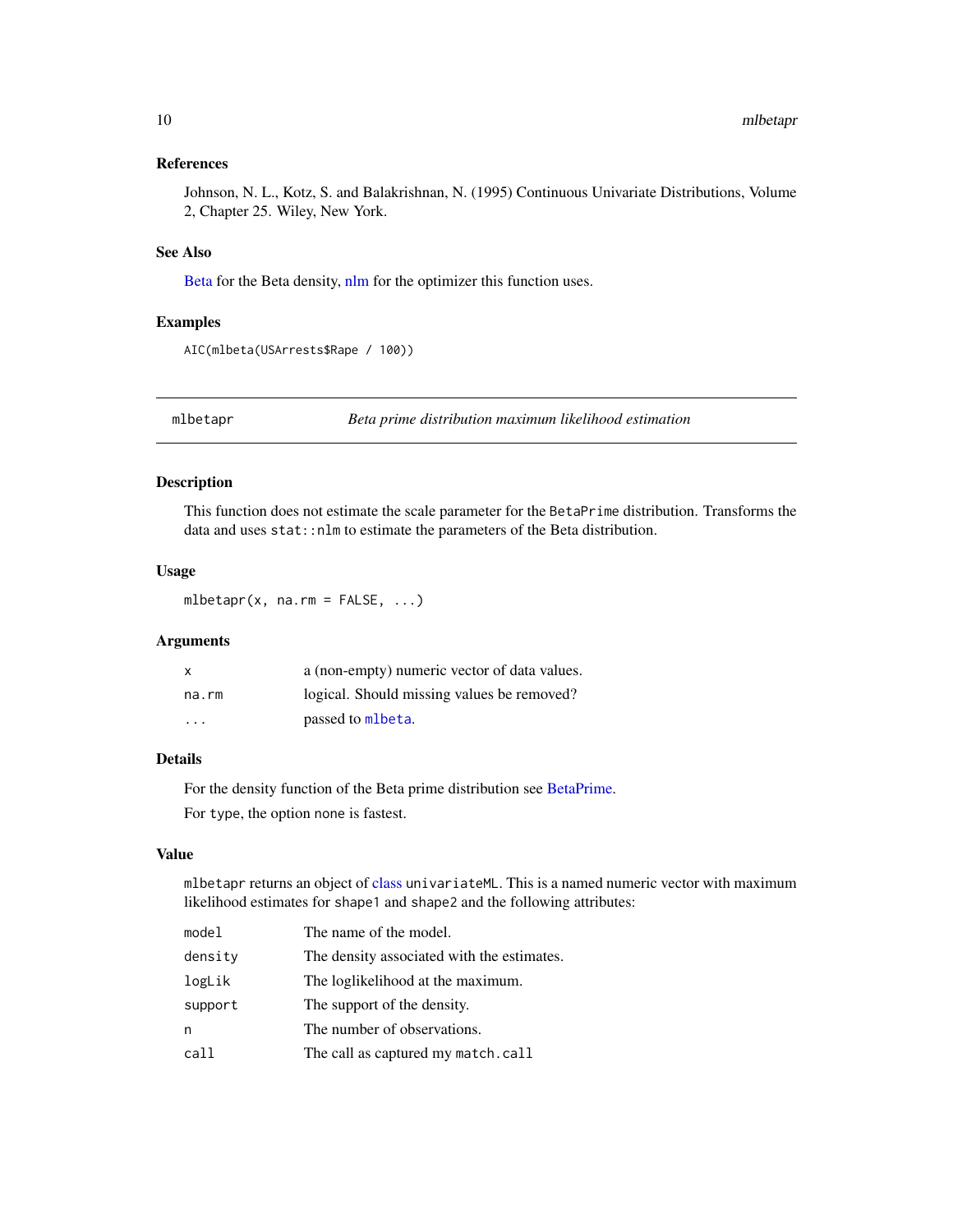### References

Johnson, N. L., Kotz, S. and Balakrishnan, N. (1995) Continuous Univariate Distributions, Volume 2, Chapter 25. Wiley, New York.

### See Also

Beta for the Beta density, nlm for the optimizer this function uses.

### Examples

```
AIC(mlbeta(USArrests$Rape / 100))
```

---

## mlbetapr — *Beta prime distribution maximum likelihood estimation*

---

### Description

This function does not estimate the scale parameter for the `BetaPrime` distribution. Transforms the data and uses `stat::nlm` to estimate the parameters of the Beta distribution.

### Usage

```
mlbetapr(x, na.rm = FALSE, ...)
```

### Arguments

| | |
|---|---|
| `x` | a (non-empty) numeric vector of data values. |
| `na.rm` | logical. Should missing values be removed? |
| `...` | passed to `mlbeta`. |

### Details

For the density function of the Beta prime distribution see BetaPrime.

For `type`, the option `none` is fastest.

### Value

`mlbetapr` returns an object of class `univariateML`. This is a named numeric vector with maximum likelihood estimates for `shape1` and `shape2` and the following attributes:

| | |
|---|---|
| `model` | The name of the model. |
| `density` | The density associated with the estimates. |
| `logLik` | The loglikelihood at the maximum. |
| `support` | The support of the density. |
| `n` | The number of observations. |
| `call` | The call as captured my `match.call` |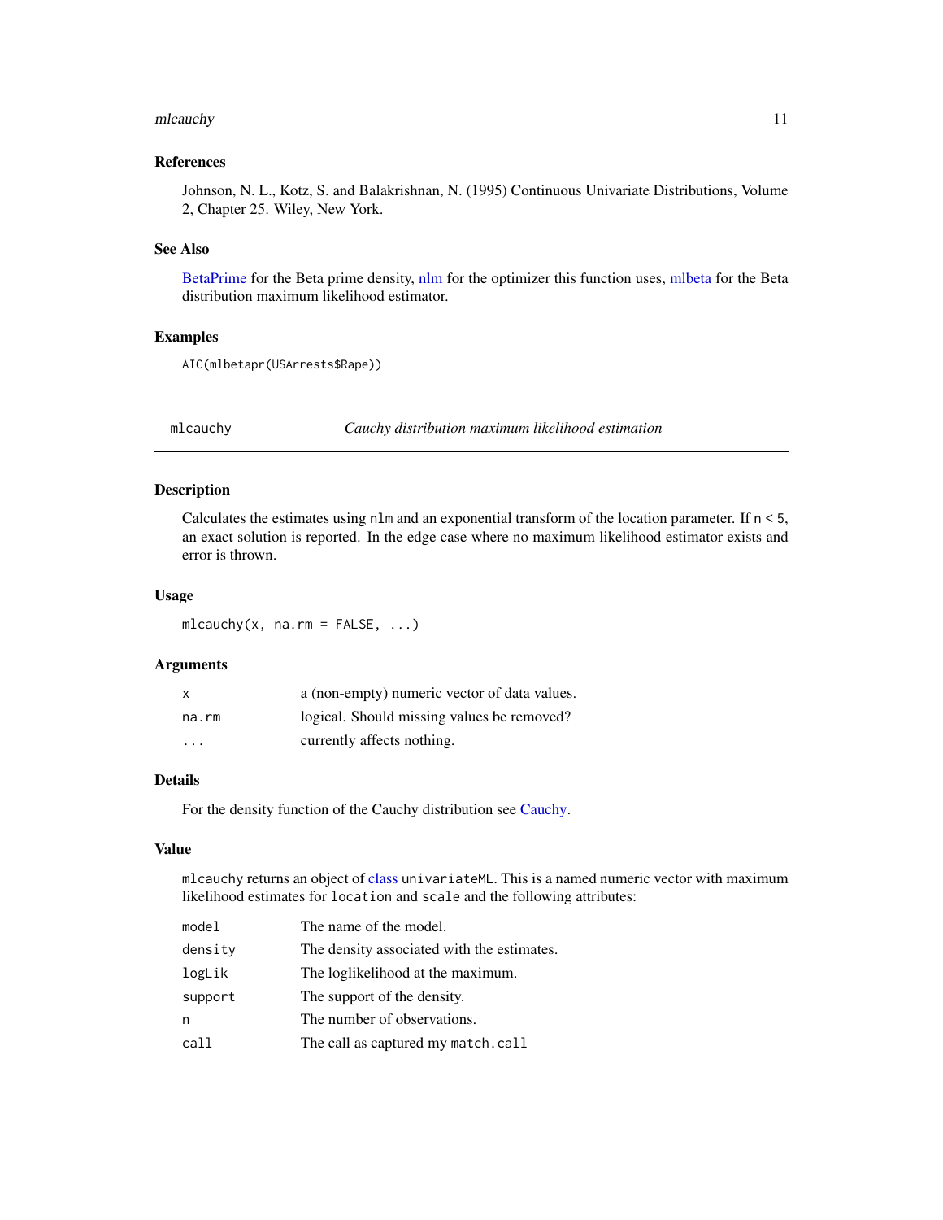### References

Johnson, N. L., Kotz, S. and Balakrishnan, N. (1995) Continuous Univariate Distributions, Volume 2, Chapter 25. Wiley, New York.

### See Also

BetaPrime for the Beta prime density, nlm for the optimizer this function uses, mlbeta for the Beta distribution maximum likelihood estimator.

### Examples

```
AIC(mlbetapr(USArrests$Rape))
```

---

## mlcauchy — *Cauchy distribution maximum likelihood estimation*

### Description

Calculates the estimates using `nlm` and an exponential transform of the location parameter. If `n < 5`, an exact solution is reported. In the edge case where no maximum likelihood estimator exists and error is thrown.

### Usage

```
mlcauchy(x, na.rm = FALSE, ...)
```

### Arguments

| | |
|---|---|
| `x` | a (non-empty) numeric vector of data values. |
| `na.rm` | logical. Should missing values be removed? |
| `...` | currently affects nothing. |

### Details

For the density function of the Cauchy distribution see Cauchy.

### Value

`mlcauchy` returns an object of class `univariateML`. This is a named numeric vector with maximum likelihood estimates for `location` and `scale` and the following attributes:

| | |
|---|---|
| `model` | The name of the model. |
| `density` | The density associated with the estimates. |
| `logLik` | The loglikelihood at the maximum. |
| `support` | The support of the density. |
| `n` | The number of observations. |
| `call` | The call as captured my `match.call` |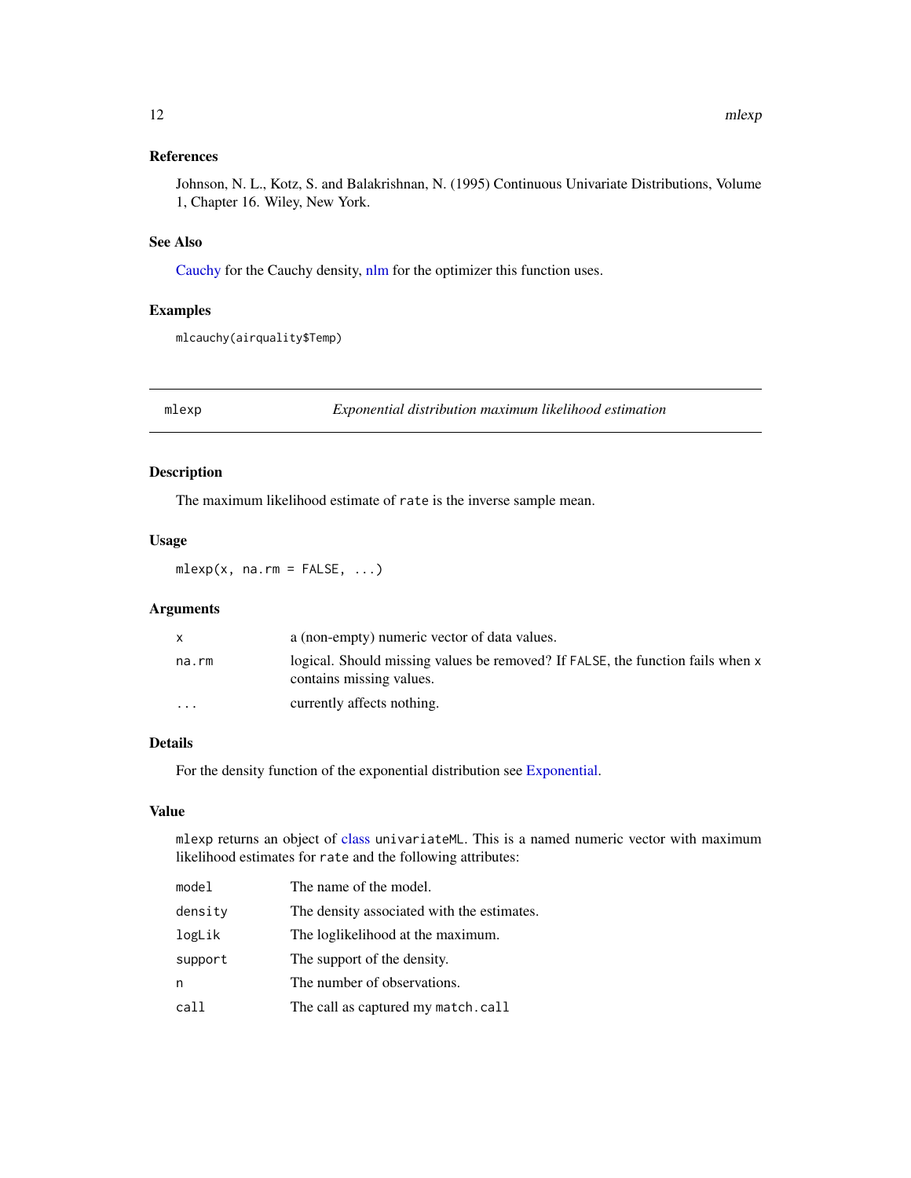### References

Johnson, N. L., Kotz, S. and Balakrishnan, N. (1995) Continuous Univariate Distributions, Volume 1, Chapter 16. Wiley, New York.

### See Also

Cauchy for the Cauchy density, nlm for the optimizer this function uses.

### Examples

```
mlcauchy(airquality$Temp)
```

---

## mlexp — *Exponential distribution maximum likelihood estimation*

### Description

The maximum likelihood estimate of `rate` is the inverse sample mean.

### Usage

```
mlexp(x, na.rm = FALSE, ...)
```

### Arguments

| | |
|---|---|
| `x` | a (non-empty) numeric vector of data values. |
| `na.rm` | logical. Should missing values be removed? If `FALSE`, the function fails when `x` contains missing values. |
| `...` | currently affects nothing. |

### Details

For the density function of the exponential distribution see Exponential.

### Value

`mlexp` returns an object of class `univariateML`. This is a named numeric vector with maximum likelihood estimates for `rate` and the following attributes:

| | |
|---|---|
| `model` | The name of the model. |
| `density` | The density associated with the estimates. |
| `logLik` | The loglikelihood at the maximum. |
| `support` | The support of the density. |
| `n` | The number of observations. |
| `call` | The call as captured my `match.call` |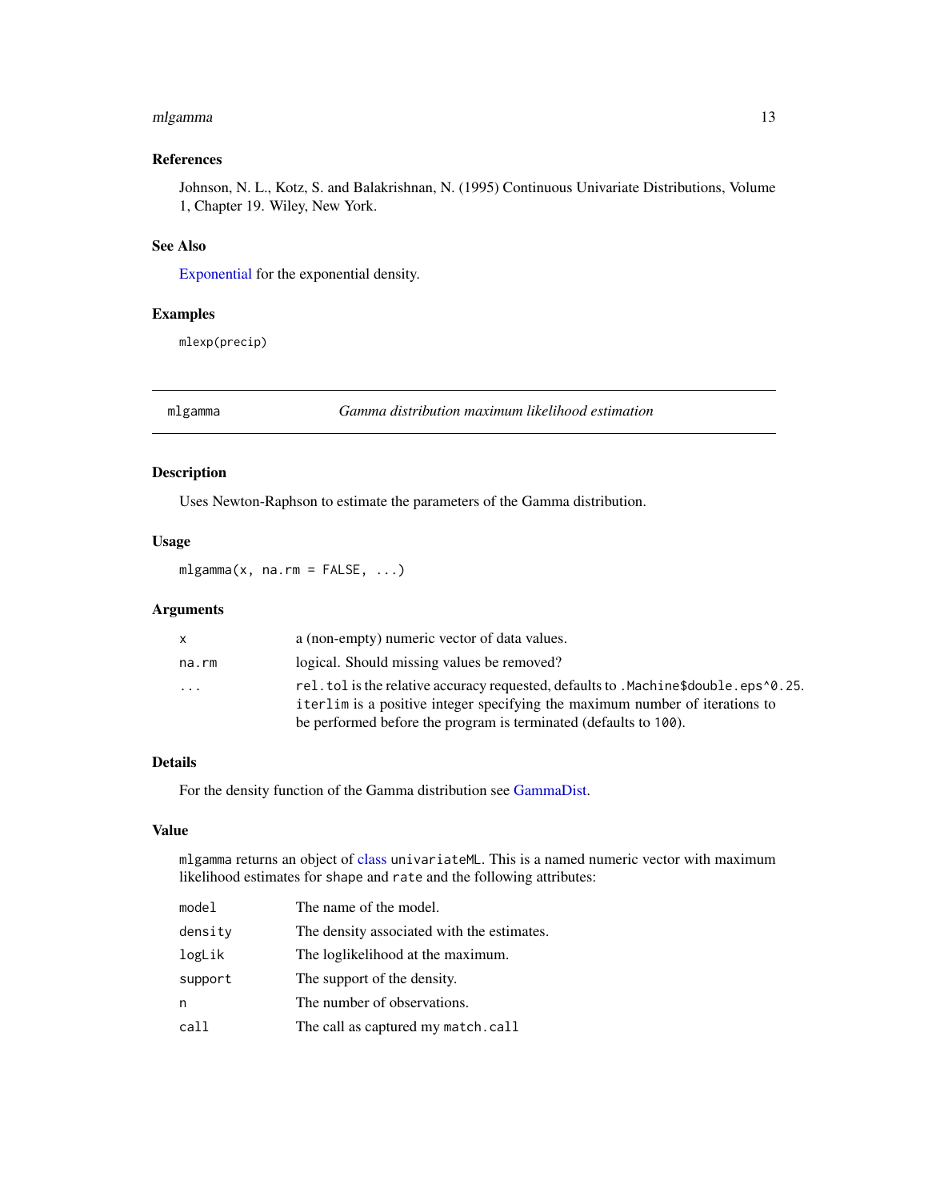### References

Johnson, N. L., Kotz, S. and Balakrishnan, N. (1995) Continuous Univariate Distributions, Volume 1, Chapter 19. Wiley, New York.

### See Also

Exponential for the exponential density.

### Examples

```
mlexp(precip)
```

---

## mlgamma — *Gamma distribution maximum likelihood estimation*

### Description

Uses Newton-Raphson to estimate the parameters of the Gamma distribution.

### Usage

```
mlgamma(x, na.rm = FALSE, ...)
```

### Arguments

| | |
|---|---|
| `x` | a (non-empty) numeric vector of data values. |
| `na.rm` | logical. Should missing values be removed? |
| `...` | `rel.tol` is the relative accuracy requested, defaults to `.Machine$double.eps^0.25`. `iterlim` is a positive integer specifying the maximum number of iterations to be performed before the program is terminated (defaults to `100`). |

### Details

For the density function of the Gamma distribution see GammaDist.

### Value

`mlgamma` returns an object of class `univariateML`. This is a named numeric vector with maximum likelihood estimates for `shape` and `rate` and the following attributes:

| | |
|---|---|
| `model` | The name of the model. |
| `density` | The density associated with the estimates. |
| `logLik` | The loglikelihood at the maximum. |
| `support` | The support of the density. |
| `n` | The number of observations. |
| `call` | The call as captured my `match.call` |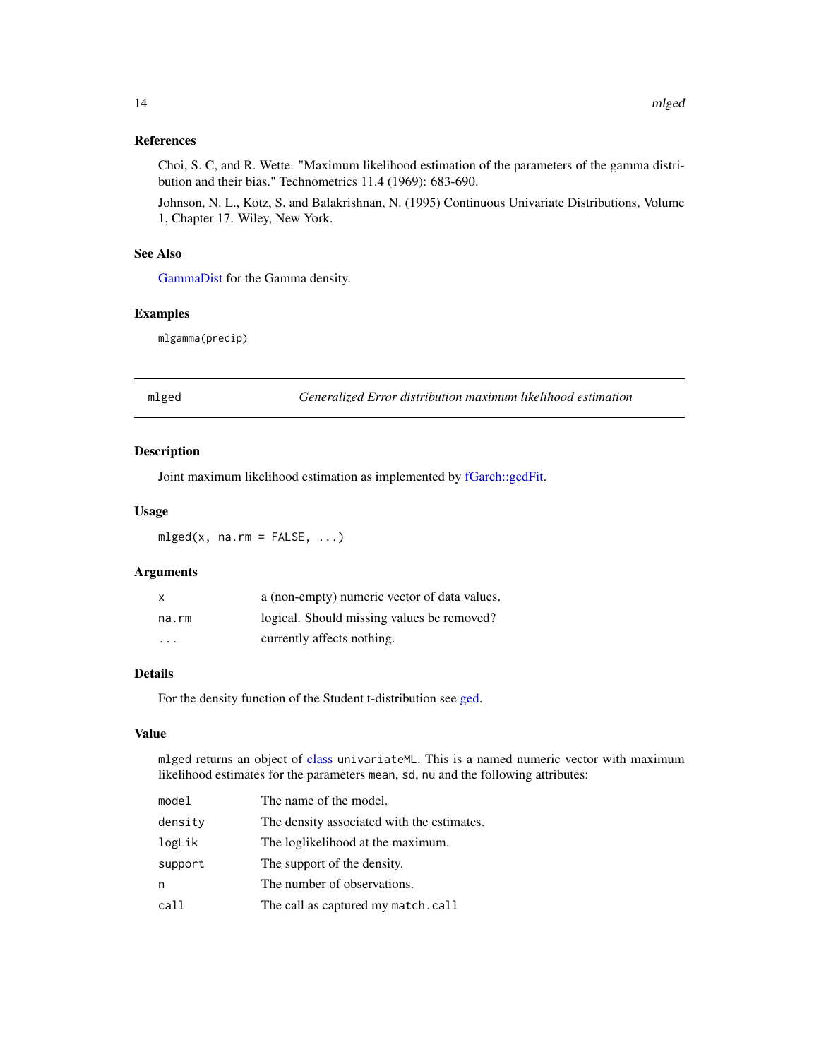### References

Choi, S. C, and R. Wette. "Maximum likelihood estimation of the parameters of the gamma distribution and their bias." Technometrics 11.4 (1969): 683-690.

Johnson, N. L., Kotz, S. and Balakrishnan, N. (1995) Continuous Univariate Distributions, Volume 1, Chapter 17. Wiley, New York.

### See Also

GammaDist for the Gamma density.

### Examples

```
mlgamma(precip)
```

---

## mlged — *Generalized Error distribution maximum likelihood estimation*

---

### Description

Joint maximum likelihood estimation as implemented by fGarch::gedFit.

### Usage

```
mlged(x, na.rm = FALSE, ...)
```

### Arguments

| | |
|---|---|
| x | a (non-empty) numeric vector of data values. |
| na.rm | logical. Should missing values be removed? |
| ... | currently affects nothing. |

### Details

For the density function of the Student t-distribution see ged.

### Value

`mlged` returns an object of class `univariateML`. This is a named numeric vector with maximum likelihood estimates for the parameters `mean`, `sd`, `nu` and the following attributes:

| | |
|---|---|
| model | The name of the model. |
| density | The density associated with the estimates. |
| logLik | The loglikelihood at the maximum. |
| support | The support of the density. |
| n | The number of observations. |
| call | The call as captured my `match.call` |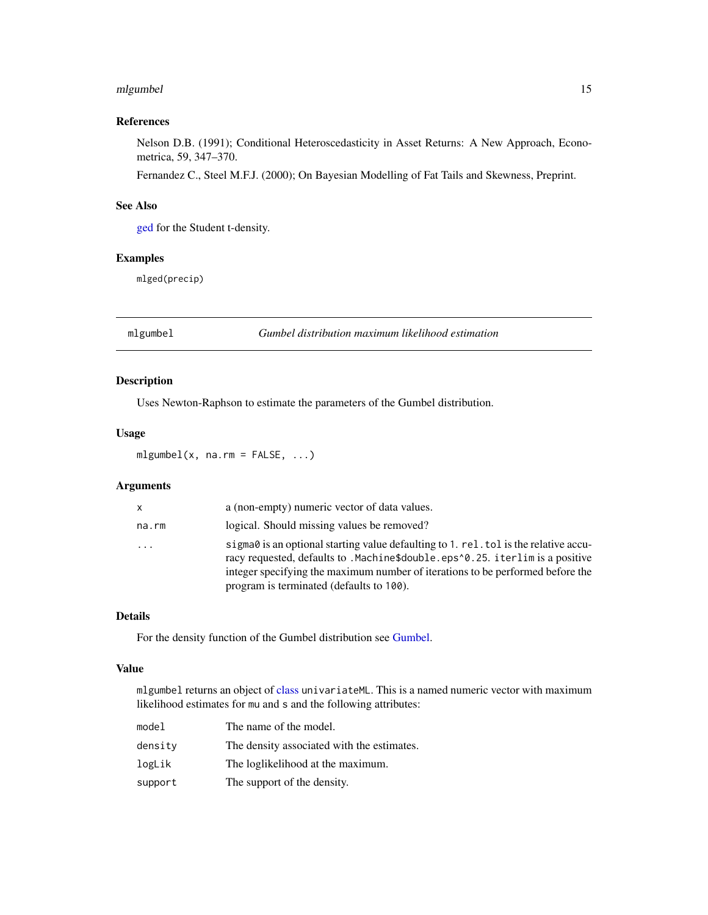## References

Nelson D.B. (1991); Conditional Heteroscedasticity in Asset Returns: A New Approach, Econometrica, 59, 347–370.

Fernandez C., Steel M.F.J. (2000); On Bayesian Modelling of Fat Tails and Skewness, Preprint.

## See Also

ged for the Student t-density.

## Examples

```
mlged(precip)
```

---

# mlgumbel — *Gumbel distribution maximum likelihood estimation*

## Description

Uses Newton-Raphson to estimate the parameters of the Gumbel distribution.

## Usage

```
mlgumbel(x, na.rm = FALSE, ...)
```

## Arguments

| | |
|---|---|
| `x` | a (non-empty) numeric vector of data values. |
| `na.rm` | logical. Should missing values be removed? |
| `...` | `sigma0` is an optional starting value defaulting to `1`. `rel.tol` is the relative accuracy requested, defaults to `.Machine$double.eps^0.25`. `iterlim` is a positive integer specifying the maximum number of iterations to be performed before the program is terminated (defaults to `100`). |

## Details

For the density function of the Gumbel distribution see Gumbel.

## Value

`mlgumbel` returns an object of class `univariateML`. This is a named numeric vector with maximum likelihood estimates for `mu` and `s` and the following attributes:

| | |
|---|---|
| `model` | The name of the model. |
| `density` | The density associated with the estimates. |
| `logLik` | The loglikelihood at the maximum. |
| `support` | The support of the density. |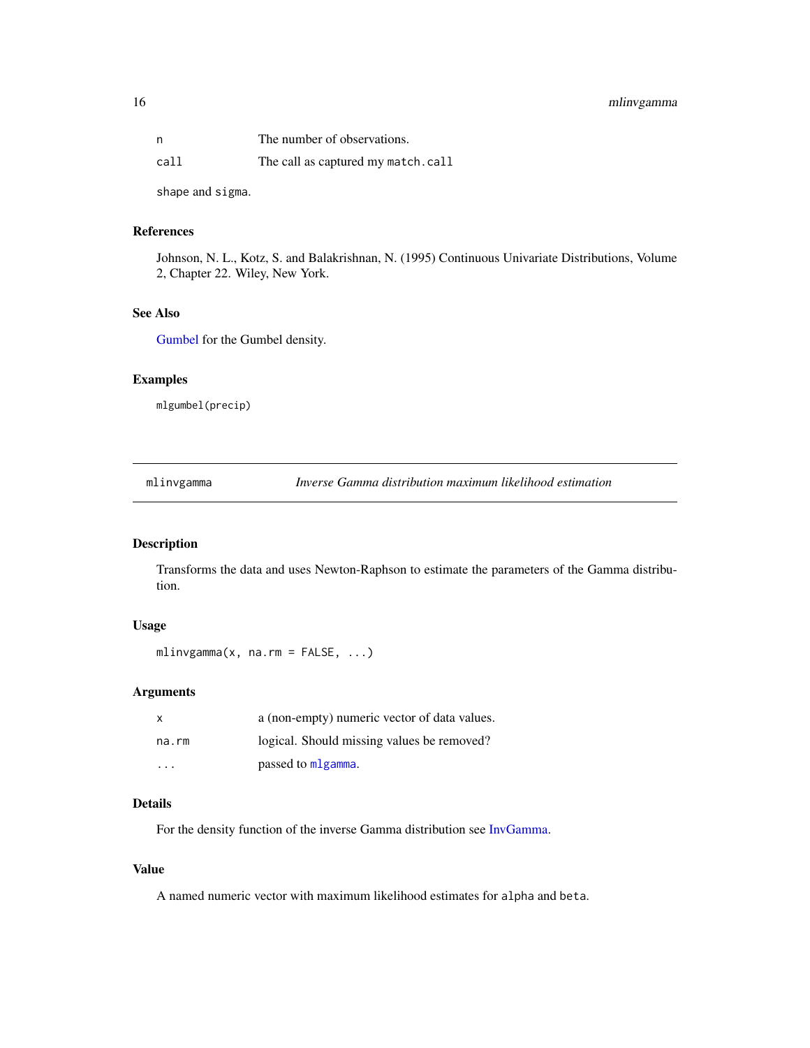| | |
|---|---|
| `n` | The number of observations. |
| `call` | The call as captured my `match.call` |

`shape` and `sigma`.

### References

Johnson, N. L., Kotz, S. and Balakrishnan, N. (1995) Continuous Univariate Distributions, Volume 2, Chapter 22. Wiley, New York.

### See Also

Gumbel for the Gumbel density.

### Examples

```
mlgumbel(precip)
```

---

## `mlinvgamma` *Inverse Gamma distribution maximum likelihood estimation*

---

### Description

Transforms the data and uses Newton-Raphson to estimate the parameters of the Gamma distribution.

### Usage

```
mlinvgamma(x, na.rm = FALSE, ...)
```

### Arguments

| | |
|---|---|
| `x` | a (non-empty) numeric vector of data values. |
| `na.rm` | logical. Should missing values be removed? |
| `...` | passed to `mlgamma`. |

### Details

For the density function of the inverse Gamma distribution see InvGamma.

### Value

A named numeric vector with maximum likelihood estimates for `alpha` and `beta`.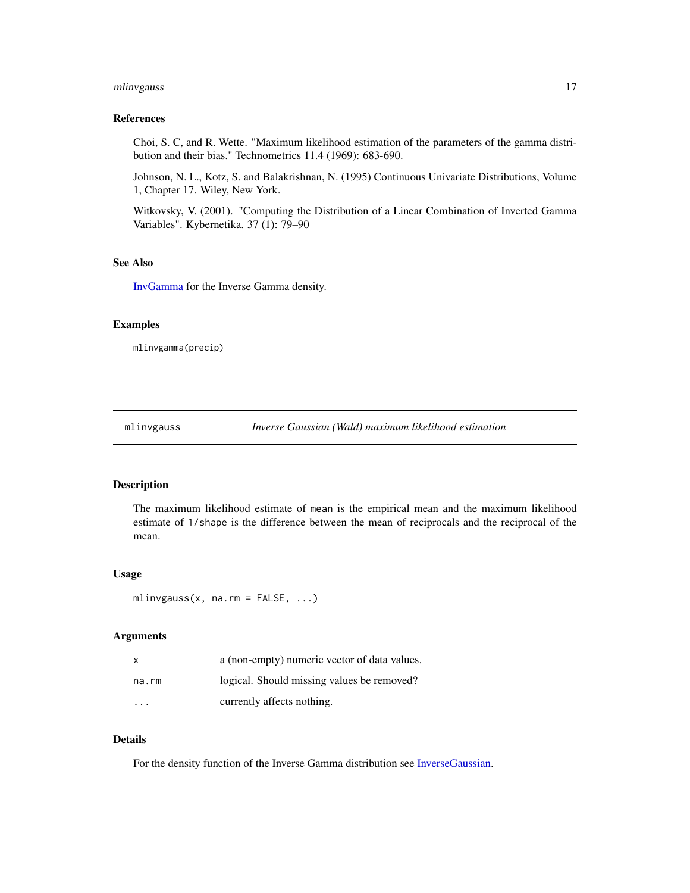### References

Choi, S. C, and R. Wette. "Maximum likelihood estimation of the parameters of the gamma distribution and their bias." Technometrics 11.4 (1969): 683-690.

Johnson, N. L., Kotz, S. and Balakrishnan, N. (1995) Continuous Univariate Distributions, Volume 1, Chapter 17. Wiley, New York.

Witkovsky, V. (2001). "Computing the Distribution of a Linear Combination of Inverted Gamma Variables". Kybernetika. 37 (1): 79–90

### See Also

InvGamma for the Inverse Gamma density.

### Examples

```
mlinvgamma(precip)
```

---

## mlinvgauss — *Inverse Gaussian (Wald) maximum likelihood estimation*

### Description

The maximum likelihood estimate of `mean` is the empirical mean and the maximum likelihood estimate of `1/shape` is the difference between the mean of reciprocals and the reciprocal of the mean.

### Usage

```
mlinvgauss(x, na.rm = FALSE, ...)
```

### Arguments

| | |
|---|---|
| `x` | a (non-empty) numeric vector of data values. |
| `na.rm` | logical. Should missing values be removed? |
| `...` | currently affects nothing. |

### Details

For the density function of the Inverse Gamma distribution see InverseGaussian.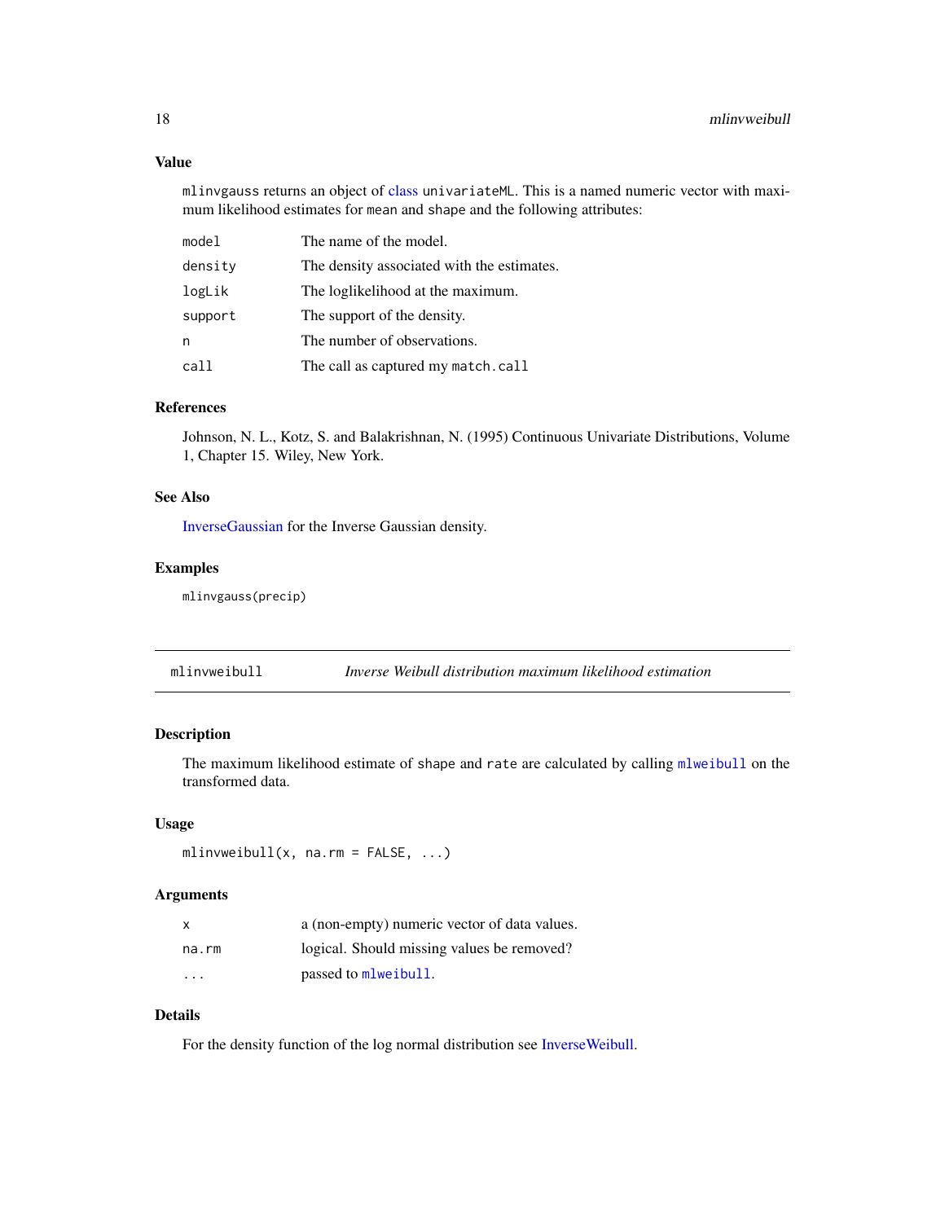### Value

mlinvgauss returns an object of class univariateML. This is a named numeric vector with maximum likelihood estimates for mean and shape and the following attributes:

| | |
|---|---|
| model | The name of the model. |
| density | The density associated with the estimates. |
| logLik | The loglikelihood at the maximum. |
| support | The support of the density. |
| n | The number of observations. |
| call | The call as captured my match.call |

### References

Johnson, N. L., Kotz, S. and Balakrishnan, N. (1995) Continuous Univariate Distributions, Volume 1, Chapter 15. Wiley, New York.

### See Also

InverseGaussian for the Inverse Gaussian density.

### Examples

```
mlinvgauss(precip)
```

---

## mlinvweibull — *Inverse Weibull distribution maximum likelihood estimation*

### Description

The maximum likelihood estimate of shape and rate are calculated by calling mlweibull on the transformed data.

### Usage

```
mlinvweibull(x, na.rm = FALSE, ...)
```

### Arguments

| | |
|---|---|
| x | a (non-empty) numeric vector of data values. |
| na.rm | logical. Should missing values be removed? |
| ... | passed to mlweibull. |

### Details

For the density function of the log normal distribution see InverseWeibull.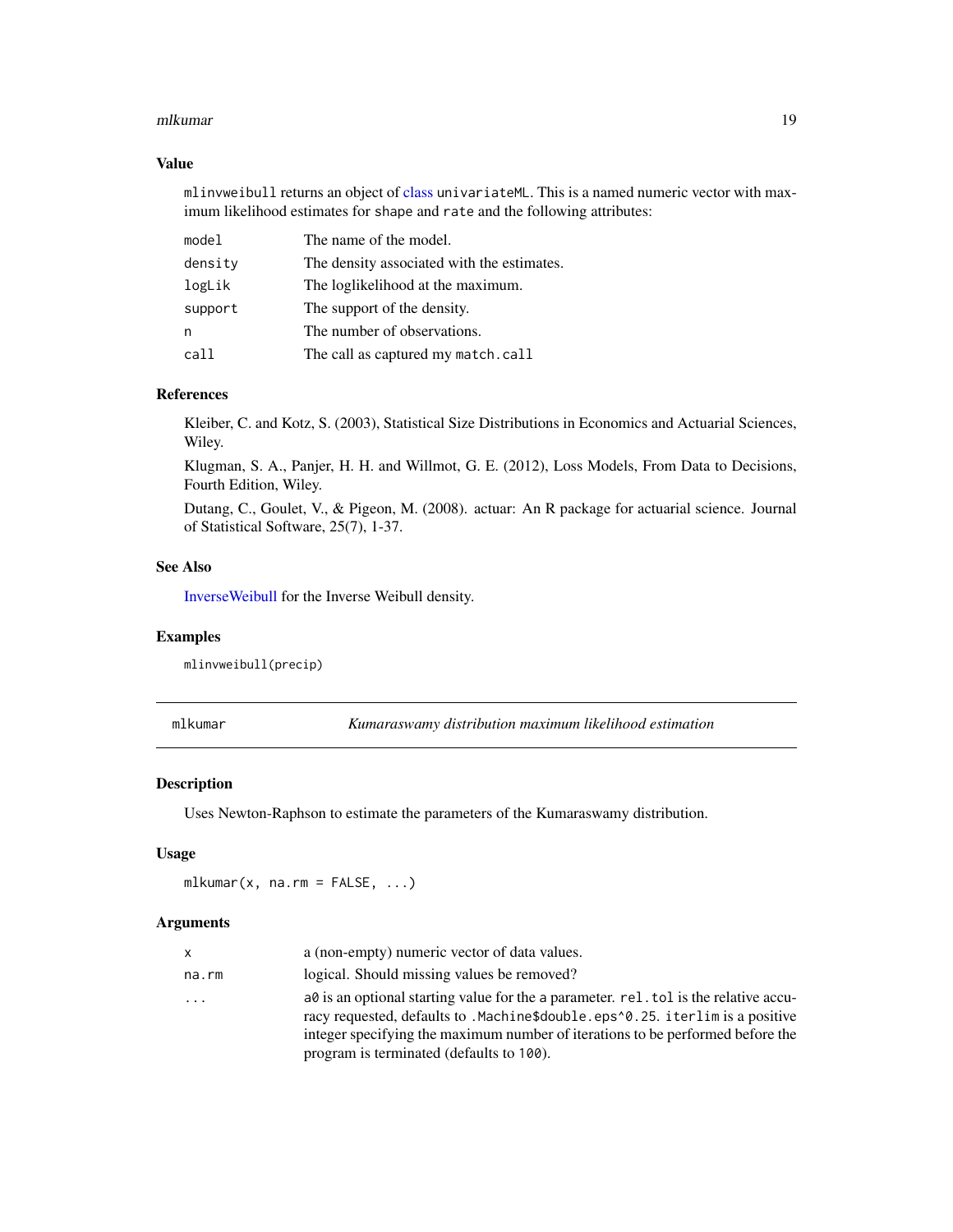### Value

`mlinvweibull` returns an object of class `univariateML`. This is a named numeric vector with maximum likelihood estimates for `shape` and `rate` and the following attributes:

| | |
|---|---|
| `model` | The name of the model. |
| `density` | The density associated with the estimates. |
| `logLik` | The loglikelihood at the maximum. |
| `support` | The support of the density. |
| `n` | The number of observations. |
| `call` | The call as captured my `match.call` |

### References

Kleiber, C. and Kotz, S. (2003), Statistical Size Distributions in Economics and Actuarial Sciences, Wiley.

Klugman, S. A., Panjer, H. H. and Willmot, G. E. (2012), Loss Models, From Data to Decisions, Fourth Edition, Wiley.

Dutang, C., Goulet, V., & Pigeon, M. (2008). actuar: An R package for actuarial science. Journal of Statistical Software, 25(7), 1-37.

### See Also

InverseWeibull for the Inverse Weibull density.

### Examples

```
mlinvweibull(precip)
```

---

## mlkumar — *Kumaraswamy distribution maximum likelihood estimation*

### Description

Uses Newton-Raphson to estimate the parameters of the Kumaraswamy distribution.

### Usage

```
mlkumar(x, na.rm = FALSE, ...)
```

### Arguments

| | |
|---|---|
| `x` | a (non-empty) numeric vector of data values. |
| `na.rm` | logical. Should missing values be removed? |
| `...` | `a0` is an optional starting value for the `a` parameter. `rel.tol` is the relative accuracy requested, defaults to `.Machine$double.eps^0.25`. `iterlim` is a positive integer specifying the maximum number of iterations to be performed before the program is terminated (defaults to `100`). |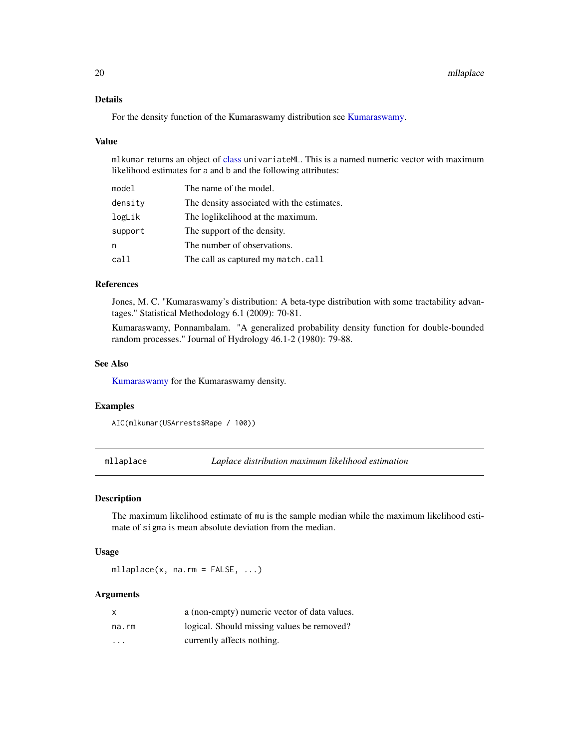### Details

For the density function of the Kumaraswamy distribution see Kumaraswamy.

### Value

`mlkumar` returns an object of class `univariateML`. This is a named numeric vector with maximum likelihood estimates for `a` and `b` and the following attributes:

| | |
|---|---|
| `model` | The name of the model. |
| `density` | The density associated with the estimates. |
| `logLik` | The loglikelihood at the maximum. |
| `support` | The support of the density. |
| `n` | The number of observations. |
| `call` | The call as captured my `match.call` |

### References

Jones, M. C. "Kumaraswamy's distribution: A beta-type distribution with some tractability advantages." Statistical Methodology 6.1 (2009): 70-81.

Kumaraswamy, Ponnambalam. "A generalized probability density function for double-bounded random processes." Journal of Hydrology 46.1-2 (1980): 79-88.

### See Also

Kumaraswamy for the Kumaraswamy density.

### Examples

```
AIC(mlkumar(USArrests$Rape / 100))
```

---

## mllaplace — *Laplace distribution maximum likelihood estimation*

### Description

The maximum likelihood estimate of `mu` is the sample median while the maximum likelihood estimate of `sigma` is mean absolute deviation from the median.

### Usage

```
mllaplace(x, na.rm = FALSE, ...)
```

### Arguments

| | |
|---|---|
| `x` | a (non-empty) numeric vector of data values. |
| `na.rm` | logical. Should missing values be removed? |
| `...` | currently affects nothing. |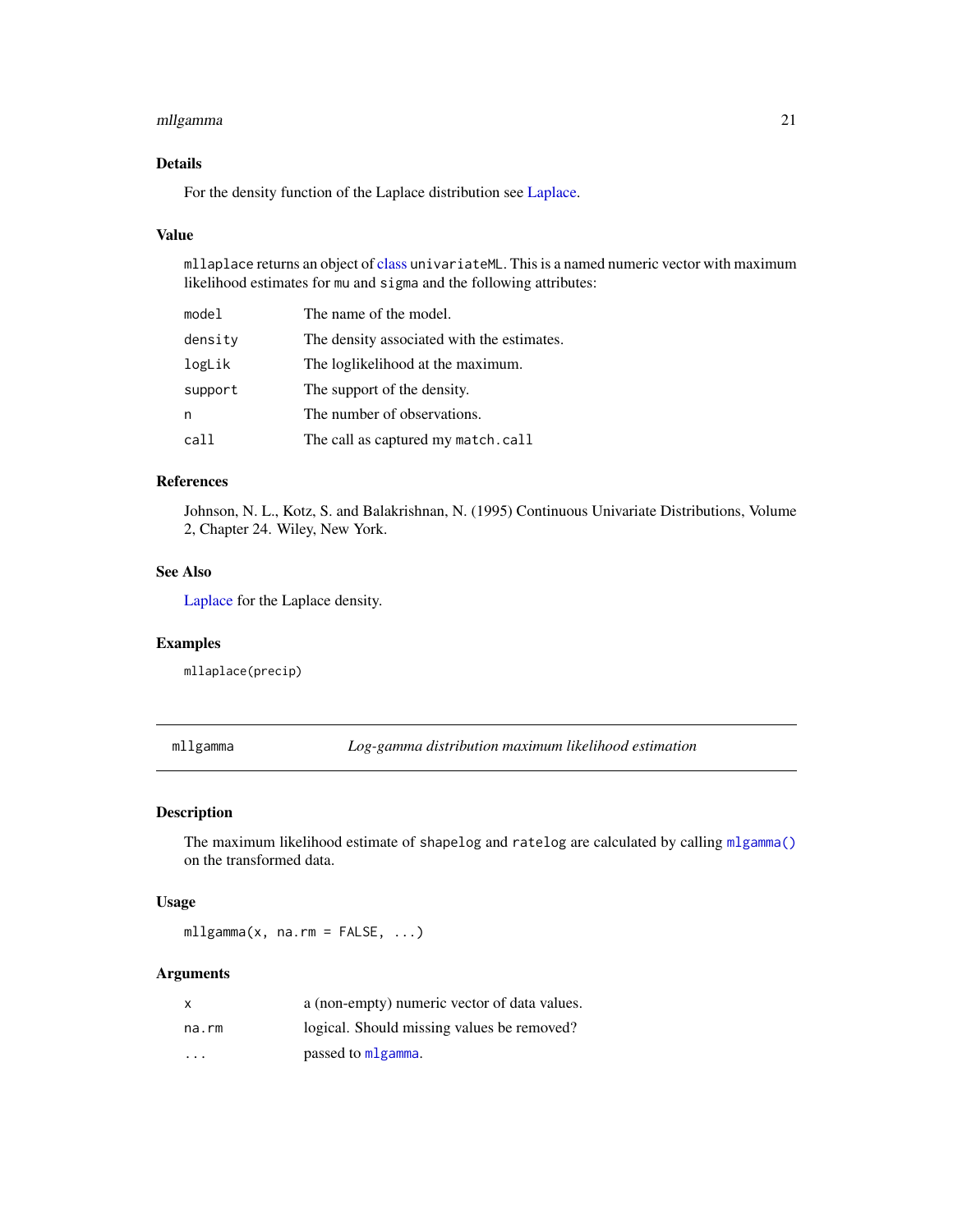### Details

For the density function of the Laplace distribution see Laplace.

### Value

`mllaplace` returns an object of class `univariateML`. This is a named numeric vector with maximum likelihood estimates for `mu` and `sigma` and the following attributes:

| | |
|---|---|
| `model` | The name of the model. |
| `density` | The density associated with the estimates. |
| `logLik` | The loglikelihood at the maximum. |
| `support` | The support of the density. |
| `n` | The number of observations. |
| `call` | The call as captured my `match.call` |

### References

Johnson, N. L., Kotz, S. and Balakrishnan, N. (1995) Continuous Univariate Distributions, Volume 2, Chapter 24. Wiley, New York.

### See Also

Laplace for the Laplace density.

### Examples

```
mllaplace(precip)
```

---

## mllgamma — *Log-gamma distribution maximum likelihood estimation*

---

### Description

The maximum likelihood estimate of `shapelog` and `ratelog` are calculated by calling `mlgamma()` on the transformed data.

### Usage

```
mllgamma(x, na.rm = FALSE, ...)
```

### Arguments

| | |
|---|---|
| `x` | a (non-empty) numeric vector of data values. |
| `na.rm` | logical. Should missing values be removed? |
| `...` | passed to `mlgamma`. |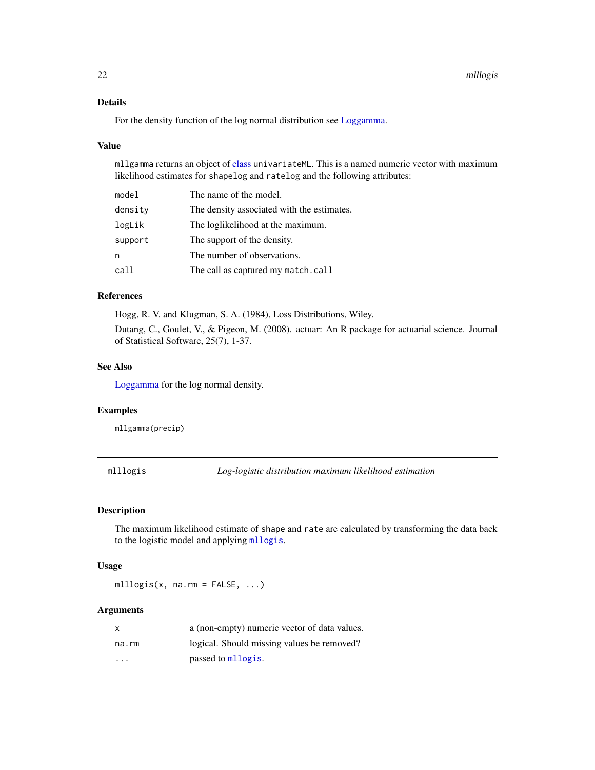### Details

For the density function of the log normal distribution see Loggamma.

### Value

`mllgamma` returns an object of class `univariateML`. This is a named numeric vector with maximum likelihood estimates for `shapelog` and `ratelog` and the following attributes:

| | |
|---|---|
| `model` | The name of the model. |
| `density` | The density associated with the estimates. |
| `logLik` | The loglikelihood at the maximum. |
| `support` | The support of the density. |
| `n` | The number of observations. |
| `call` | The call as captured my `match.call` |

### References

Hogg, R. V. and Klugman, S. A. (1984), Loss Distributions, Wiley.

Dutang, C., Goulet, V., & Pigeon, M. (2008). actuar: An R package for actuarial science. Journal of Statistical Software, 25(7), 1-37.

### See Also

Loggamma for the log normal density.

### Examples

```
mllgamma(precip)
```

---

## mlllogis — *Log-logistic distribution maximum likelihood estimation*

---

### Description

The maximum likelihood estimate of `shape` and `rate` are calculated by transforming the data back to the logistic model and applying `mllogis`.

### Usage

```
mlllogis(x, na.rm = FALSE, ...)
```

### Arguments

| | |
|---|---|
| `x` | a (non-empty) numeric vector of data values. |
| `na.rm` | logical. Should missing values be removed? |
| `...` | passed to `mllogis`. |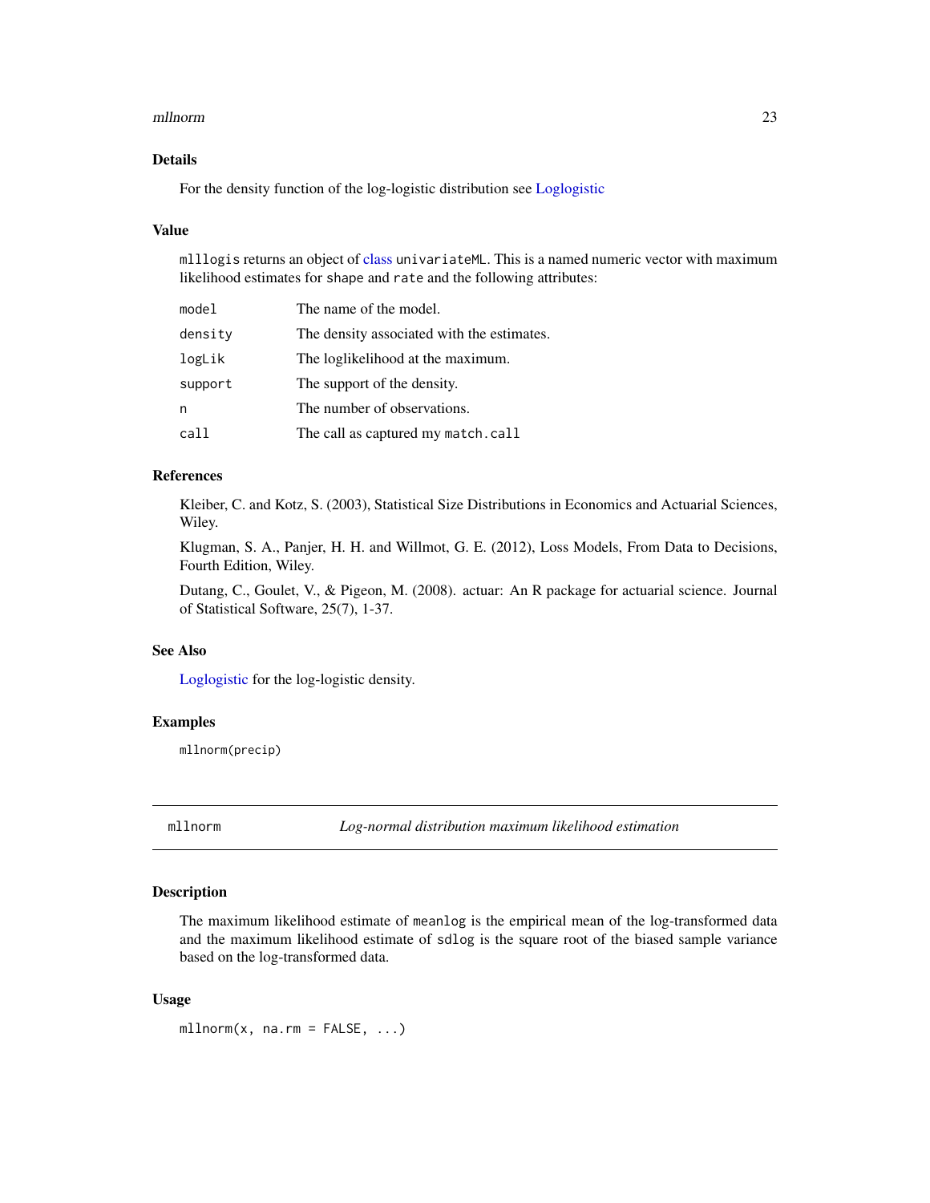### Details

For the density function of the log-logistic distribution see Loglogistic

### Value

`mlllogis` returns an object of class `univariateML`. This is a named numeric vector with maximum likelihood estimates for `shape` and `rate` and the following attributes:

| | |
|---|---|
| `model` | The name of the model. |
| `density` | The density associated with the estimates. |
| `logLik` | The loglikelihood at the maximum. |
| `support` | The support of the density. |
| `n` | The number of observations. |
| `call` | The call as captured my `match.call` |

### References

Kleiber, C. and Kotz, S. (2003), Statistical Size Distributions in Economics and Actuarial Sciences, Wiley.

Klugman, S. A., Panjer, H. H. and Willmot, G. E. (2012), Loss Models, From Data to Decisions, Fourth Edition, Wiley.

Dutang, C., Goulet, V., & Pigeon, M. (2008). actuar: An R package for actuarial science. Journal of Statistical Software, 25(7), 1-37.

### See Also

Loglogistic for the log-logistic density.

### Examples

```
mllnorm(precip)
```

---

## mllnorm *Log-normal distribution maximum likelihood estimation*

---

### Description

The maximum likelihood estimate of `meanlog` is the empirical mean of the log-transformed data and the maximum likelihood estimate of `sdlog` is the square root of the biased sample variance based on the log-transformed data.

### Usage

```
mllnorm(x, na.rm = FALSE, ...)
```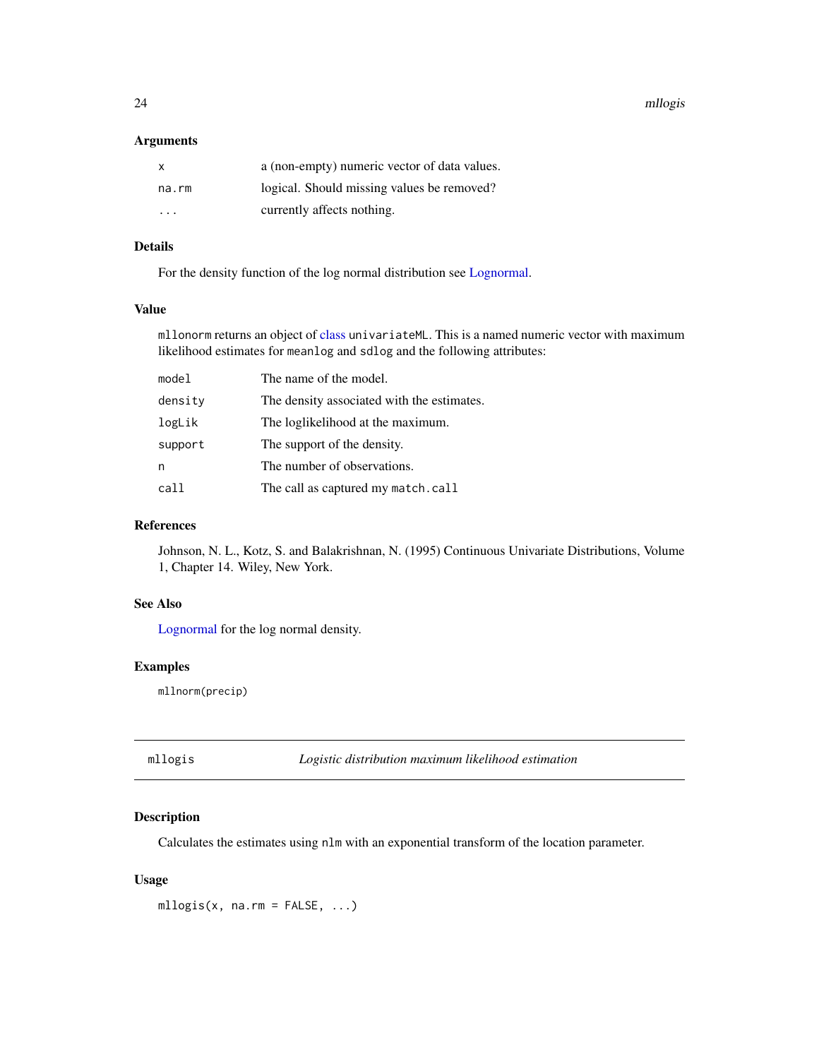### Arguments

| | |
|---|---|
| `x` | a (non-empty) numeric vector of data values. |
| `na.rm` | logical. Should missing values be removed? |
| `...` | currently affects nothing. |

### Details

For the density function of the log normal distribution see Lognormal.

### Value

`mllonorm` returns an object of class `univariateML`. This is a named numeric vector with maximum likelihood estimates for `meanlog` and `sdlog` and the following attributes:

| | |
|---|---|
| `model` | The name of the model. |
| `density` | The density associated with the estimates. |
| `logLik` | The loglikelihood at the maximum. |
| `support` | The support of the density. |
| `n` | The number of observations. |
| `call` | The call as captured my `match.call` |

### References

Johnson, N. L., Kotz, S. and Balakrishnan, N. (1995) Continuous Univariate Distributions, Volume 1, Chapter 14. Wiley, New York.

### See Also

Lognormal for the log normal density.

### Examples

```
mllnorm(precip)
```

---

## mllogis — *Logistic distribution maximum likelihood estimation*

### Description

Calculates the estimates using `nlm` with an exponential transform of the location parameter.

### Usage

```
mllogis(x, na.rm = FALSE, ...)
```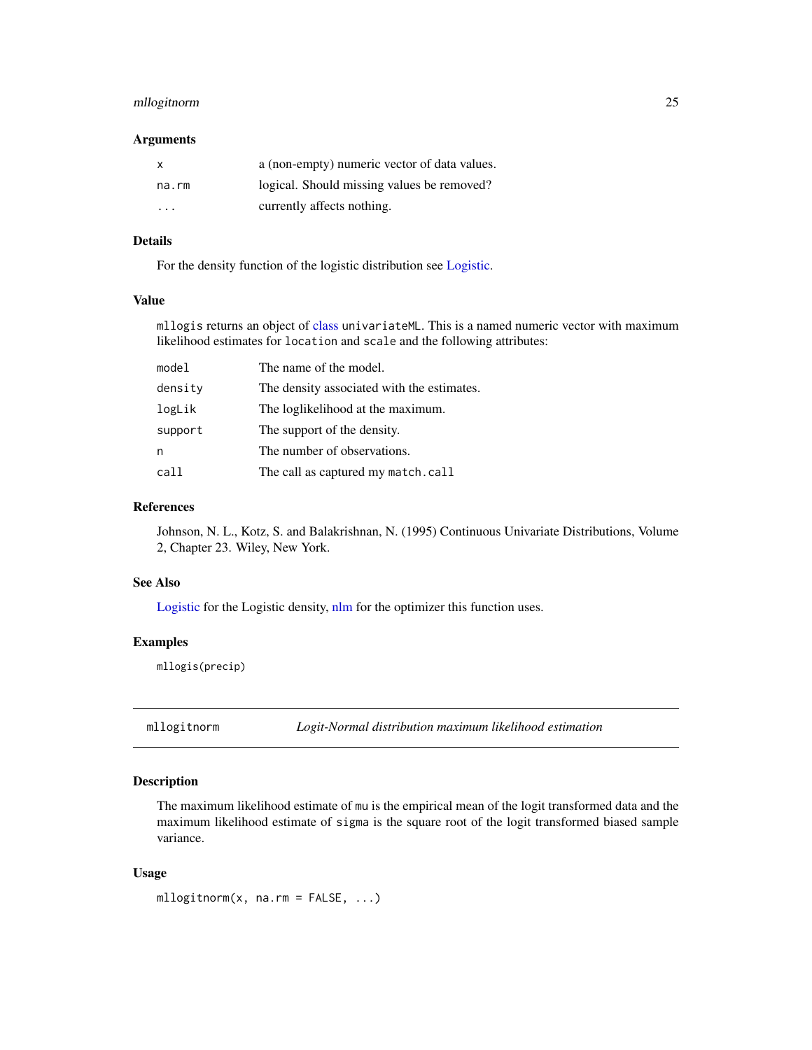### Arguments

| | |
|---|---|
| `x` | a (non-empty) numeric vector of data values. |
| `na.rm` | logical. Should missing values be removed? |
| `...` | currently affects nothing. |

### Details

For the density function of the logistic distribution see Logistic.

### Value

`mllogis` returns an object of class `univariateML`. This is a named numeric vector with maximum likelihood estimates for `location` and `scale` and the following attributes:

| | |
|---|---|
| `model` | The name of the model. |
| `density` | The density associated with the estimates. |
| `logLik` | The loglikelihood at the maximum. |
| `support` | The support of the density. |
| `n` | The number of observations. |
| `call` | The call as captured my `match.call` |

### References

Johnson, N. L., Kotz, S. and Balakrishnan, N. (1995) Continuous Univariate Distributions, Volume 2, Chapter 23. Wiley, New York.

### See Also

Logistic for the Logistic density, nlm for the optimizer this function uses.

### Examples

```
mllogis(precip)
```

---

## mllogitnorm — *Logit-Normal distribution maximum likelihood estimation*

### Description

The maximum likelihood estimate of `mu` is the empirical mean of the logit transformed data and the maximum likelihood estimate of `sigma` is the square root of the logit transformed biased sample variance.

### Usage

```
mllogitnorm(x, na.rm = FALSE, ...)
```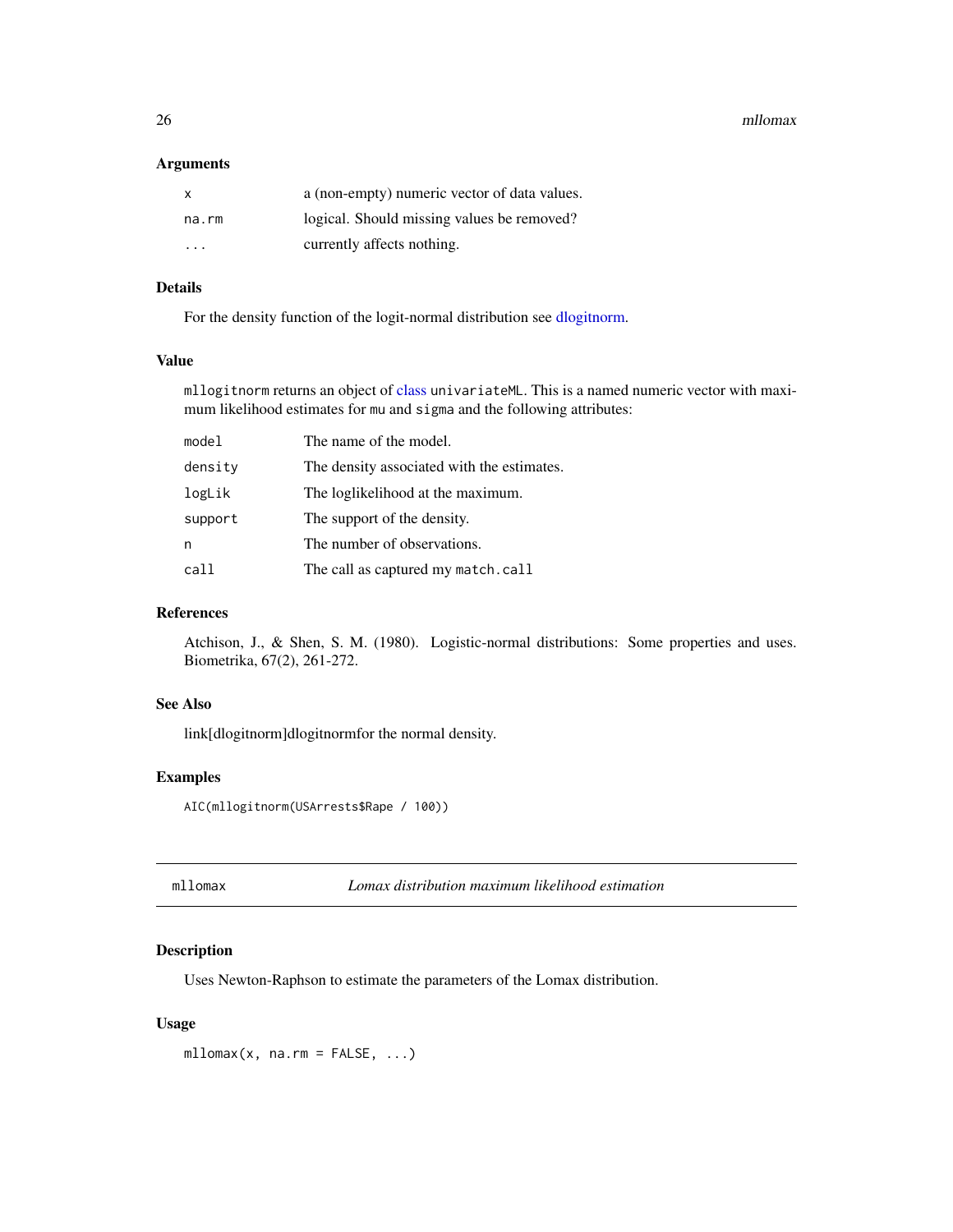### Arguments

| | |
|---|---|
| x | a (non-empty) numeric vector of data values. |
| na.rm | logical. Should missing values be removed? |
| ... | currently affects nothing. |

### Details

For the density function of the logit-normal distribution see dlogitnorm.

### Value

mllogitnorm returns an object of class univariateML. This is a named numeric vector with maximum likelihood estimates for mu and sigma and the following attributes:

| | |
|---|---|
| model | The name of the model. |
| density | The density associated with the estimates. |
| logLik | The loglikelihood at the maximum. |
| support | The support of the density. |
| n | The number of observations. |
| call | The call as captured my match.call |

### References

Atchison, J., & Shen, S. M. (1980). Logistic-normal distributions: Some properties and uses. Biometrika, 67(2), 261-272.

### See Also

link[dlogitnorm]dlogitnormfor the normal density.

### Examples

```
AIC(mllogitnorm(USArrests$Rape / 100))
```

## mllomax — *Lomax distribution maximum likelihood estimation*

### Description

Uses Newton-Raphson to estimate the parameters of the Lomax distribution.

### Usage

```
mllomax(x, na.rm = FALSE, ...)
```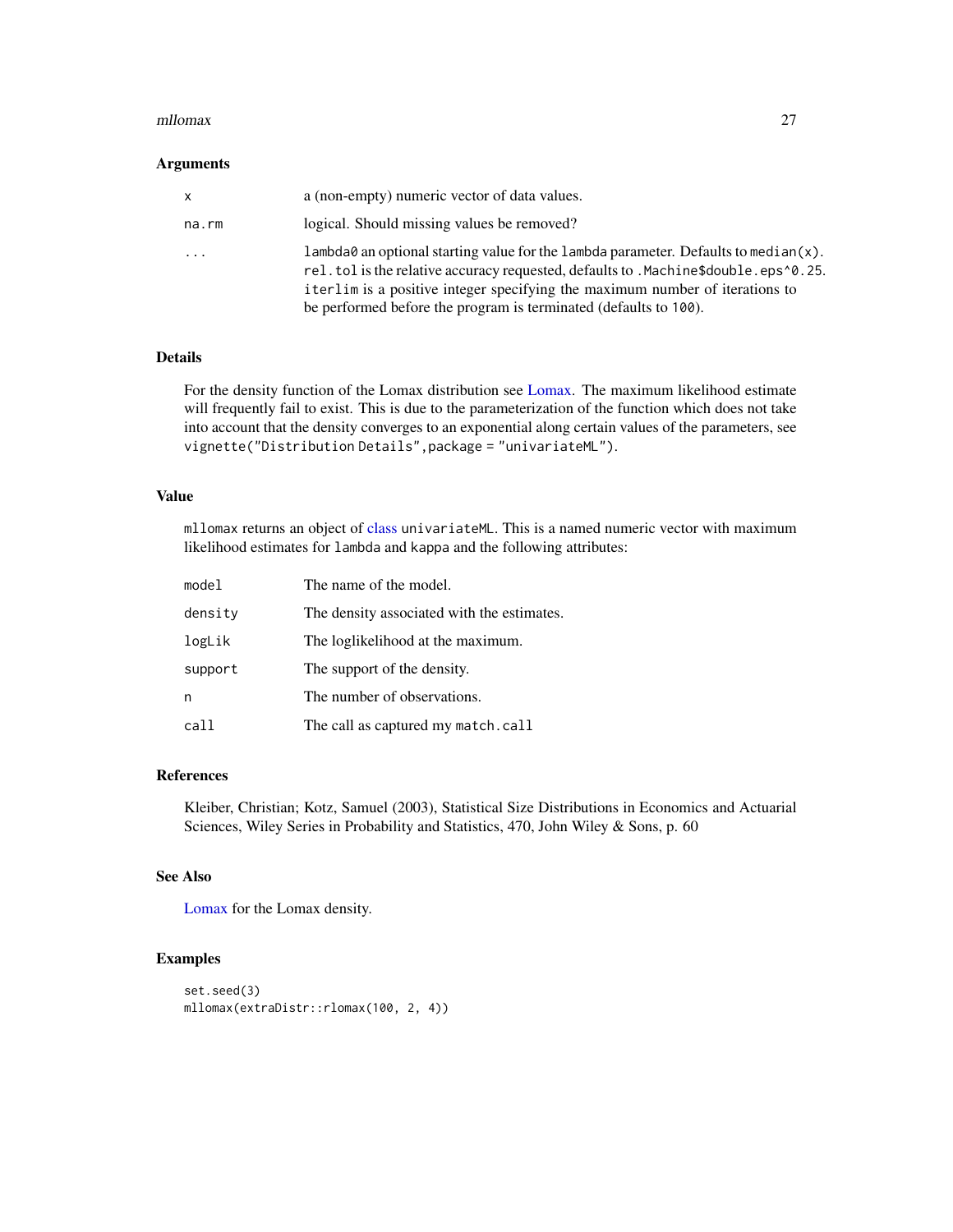## Arguments

| | |
|---|---|
| x | a (non-empty) numeric vector of data values. |
| na.rm | logical. Should missing values be removed? |
| ... | `lambda0` an optional starting value for the `lambda` parameter. Defaults to `median(x)`. `rel.tol` is the relative accuracy requested, defaults to `.Machine$double.eps^0.25`. `iterlim` is a positive integer specifying the maximum number of iterations to be performed before the program is terminated (defaults to `100`). |

## Details

For the density function of the Lomax distribution see Lomax. The maximum likelihood estimate will frequently fail to exist. This is due to the parameterization of the function which does not take into account that the density converges to an exponential along certain values of the parameters, see `vignette("Distribution Details",package = "univariateML")`.

## Value

`mllomax` returns an object of class `univariateML`. This is a named numeric vector with maximum likelihood estimates for `lambda` and `kappa` and the following attributes:

| | |
|---|---|
| model | The name of the model. |
| density | The density associated with the estimates. |
| logLik | The loglikelihood at the maximum. |
| support | The support of the density. |
| n | The number of observations. |
| call | The call as captured my `match.call` |

## References

Kleiber, Christian; Kotz, Samuel (2003), Statistical Size Distributions in Economics and Actuarial Sciences, Wiley Series in Probability and Statistics, 470, John Wiley & Sons, p. 60

## See Also

Lomax for the Lomax density.

## Examples

```
set.seed(3)
mllomax(extraDistr::rlomax(100, 2, 4))
```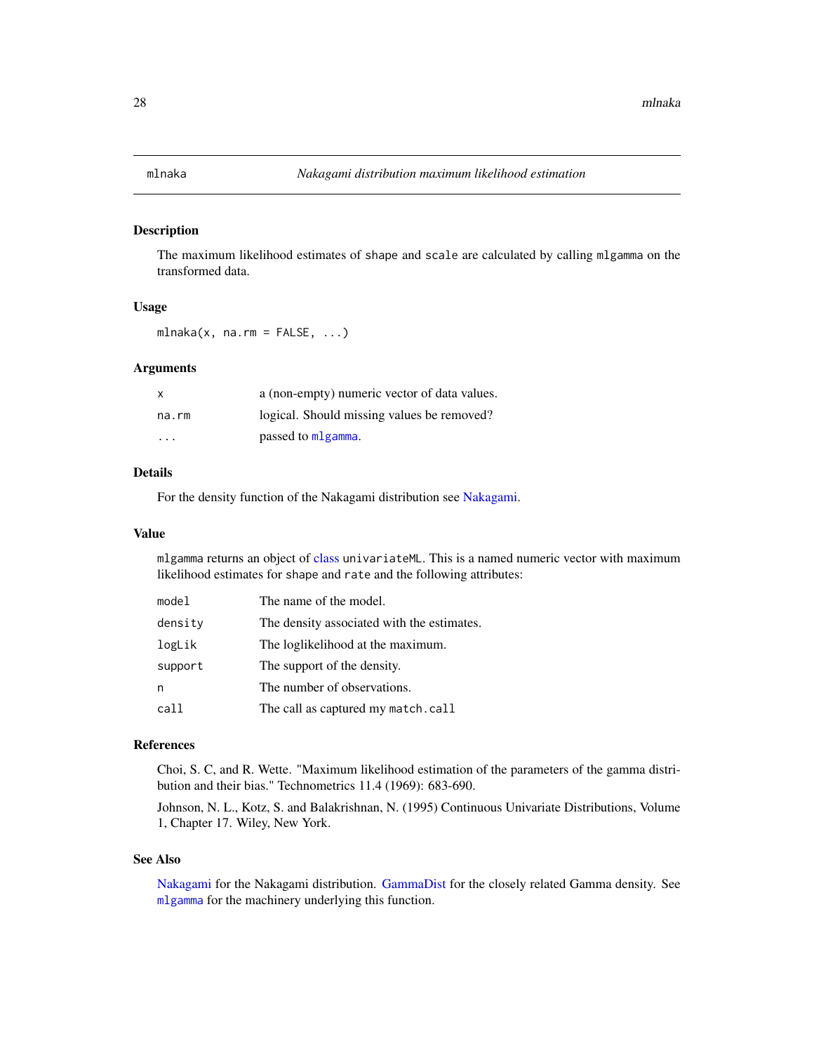`mlnaka` *Nakagami distribution maximum likelihood estimation*

## Description

The maximum likelihood estimates of `shape` and `scale` are calculated by calling `mlgamma` on the transformed data.

## Usage

```
mlnaka(x, na.rm = FALSE, ...)
```

## Arguments

| | |
|---|---|
| `x` | a (non-empty) numeric vector of data values. |
| `na.rm` | logical. Should missing values be removed? |
| `...` | passed to `mlgamma`. |

## Details

For the density function of the Nakagami distribution see Nakagami.

## Value

`mlgamma` returns an object of class `univariateML`. This is a named numeric vector with maximum likelihood estimates for `shape` and `rate` and the following attributes:

| | |
|---|---|
| `model` | The name of the model. |
| `density` | The density associated with the estimates. |
| `logLik` | The loglikelihood at the maximum. |
| `support` | The support of the density. |
| `n` | The number of observations. |
| `call` | The call as captured my `match.call` |

## References

Choi, S. C, and R. Wette. "Maximum likelihood estimation of the parameters of the gamma distribution and their bias." Technometrics 11.4 (1969): 683-690.

Johnson, N. L., Kotz, S. and Balakrishnan, N. (1995) Continuous Univariate Distributions, Volume 1, Chapter 17. Wiley, New York.

## See Also

Nakagami for the Nakagami distribution. GammaDist for the closely related Gamma density. See `mlgamma` for the machinery underlying this function.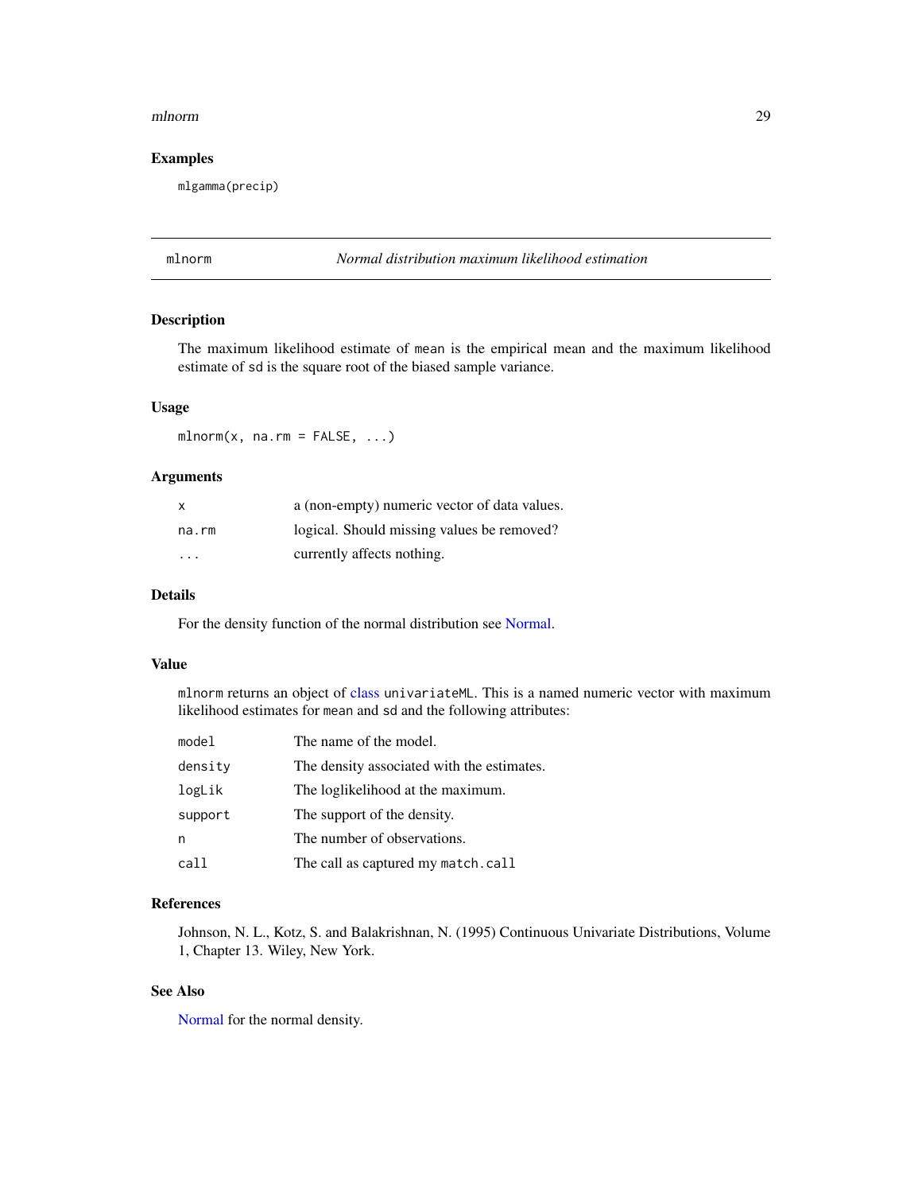## Examples

```
mlgamma(precip)
```

---

# mlnorm — *Normal distribution maximum likelihood estimation*

---

## Description

The maximum likelihood estimate of `mean` is the empirical mean and the maximum likelihood estimate of `sd` is the square root of the biased sample variance.

## Usage

```
mlnorm(x, na.rm = FALSE, ...)
```

## Arguments

| | |
|---|---|
| `x` | a (non-empty) numeric vector of data values. |
| `na.rm` | logical. Should missing values be removed? |
| `...` | currently affects nothing. |

## Details

For the density function of the normal distribution see Normal.

## Value

`mlnorm` returns an object of class `univariateML`. This is a named numeric vector with maximum likelihood estimates for `mean` and `sd` and the following attributes:

| | |
|---|---|
| `model` | The name of the model. |
| `density` | The density associated with the estimates. |
| `logLik` | The loglikelihood at the maximum. |
| `support` | The support of the density. |
| `n` | The number of observations. |
| `call` | The call as captured my `match.call` |

## References

Johnson, N. L., Kotz, S. and Balakrishnan, N. (1995) Continuous Univariate Distributions, Volume 1, Chapter 13. Wiley, New York.

## See Also

Normal for the normal density.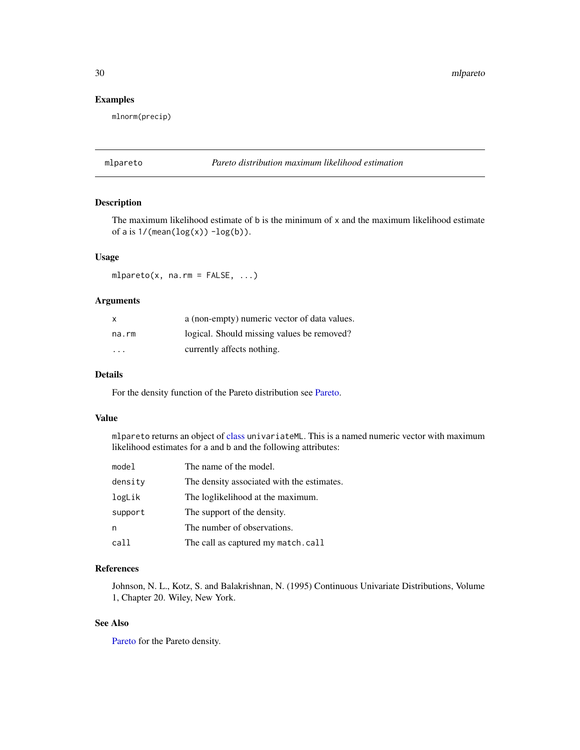## Examples

```
mlnorm(precip)
```

---

# mlpareto — *Pareto distribution maximum likelihood estimation*

---

## Description

The maximum likelihood estimate of `b` is the minimum of `x` and the maximum likelihood estimate of `a` is `1/(mean(log(x)) -log(b))`.

## Usage

```
mlpareto(x, na.rm = FALSE, ...)
```

## Arguments

| | |
|---|---|
| `x` | a (non-empty) numeric vector of data values. |
| `na.rm` | logical. Should missing values be removed? |
| `...` | currently affects nothing. |

## Details

For the density function of the Pareto distribution see Pareto.

## Value

`mlpareto` returns an object of class `univariateML`. This is a named numeric vector with maximum likelihood estimates for `a` and `b` and the following attributes:

| | |
|---|---|
| `model` | The name of the model. |
| `density` | The density associated with the estimates. |
| `logLik` | The loglikelihood at the maximum. |
| `support` | The support of the density. |
| `n` | The number of observations. |
| `call` | The call as captured my `match.call` |

## References

Johnson, N. L., Kotz, S. and Balakrishnan, N. (1995) Continuous Univariate Distributions, Volume 1, Chapter 20. Wiley, New York.

## See Also

Pareto for the Pareto density.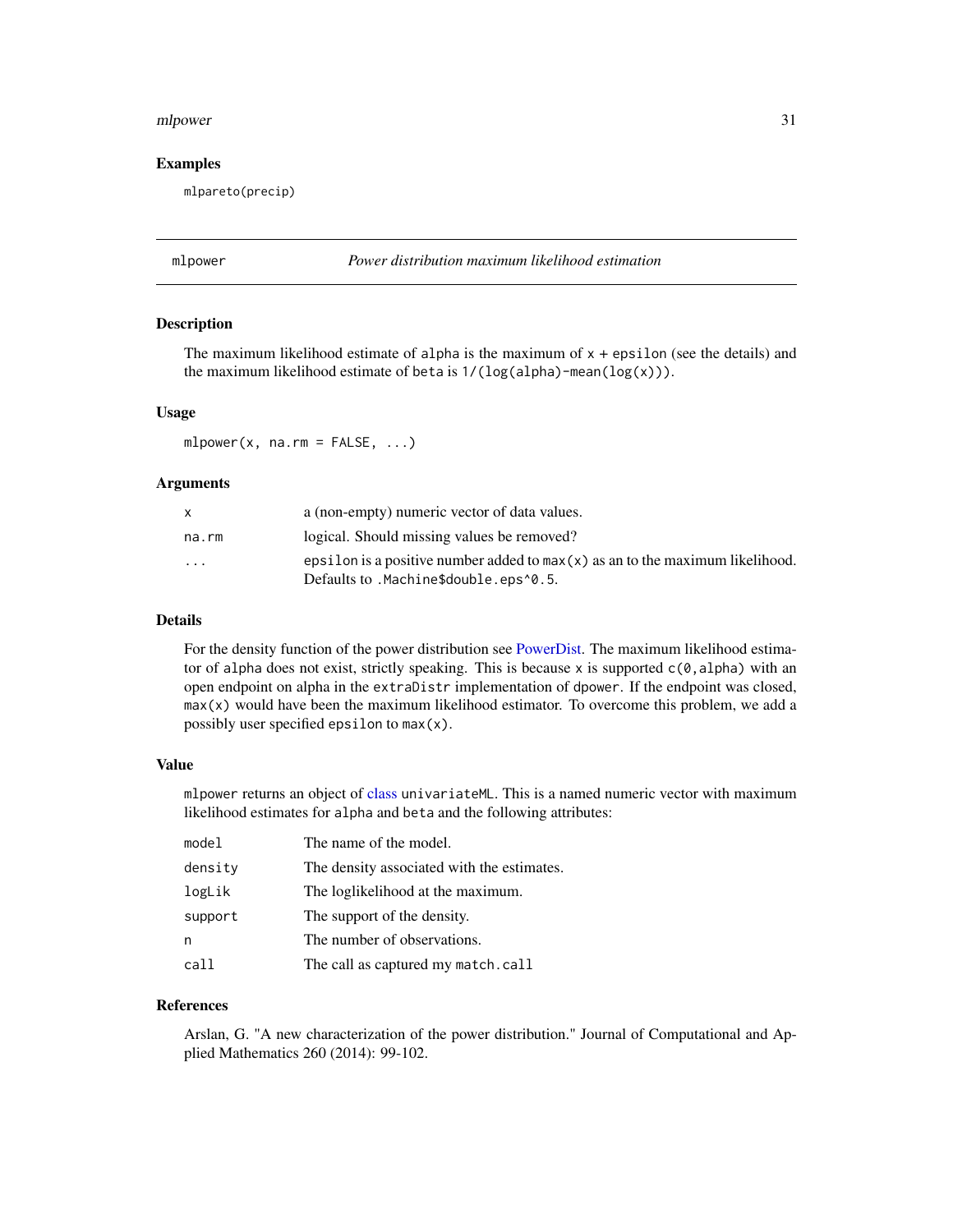## Examples

```
mlpareto(precip)
```

---

## mlpower — *Power distribution maximum likelihood estimation*

---

### Description

The maximum likelihood estimate of `alpha` is the maximum of `x + epsilon` (see the details) and the maximum likelihood estimate of `beta` is `1/(log(alpha)-mean(log(x)))`.

### Usage

```
mlpower(x, na.rm = FALSE, ...)
```

### Arguments

| | |
|---|---|
| `x` | a (non-empty) numeric vector of data values. |
| `na.rm` | logical. Should missing values be removed? |
| `...` | `epsilon` is a positive number added to `max(x)` as an to the maximum likelihood. Defaults to `.Machine$double.eps^0.5`. |

### Details

For the density function of the power distribution see PowerDist. The maximum likelihood estimator of `alpha` does not exist, strictly speaking. This is because `x` is supported `c(0,alpha)` with an open endpoint on alpha in the `extraDistr` implementation of `dpower`. If the endpoint was closed, `max(x)` would have been the maximum likelihood estimator. To overcome this problem, we add a possibly user specified `epsilon` to `max(x)`.

### Value

`mlpower` returns an object of class `univariateML`. This is a named numeric vector with maximum likelihood estimates for `alpha` and `beta` and the following attributes:

| | |
|---|---|
| `model` | The name of the model. |
| `density` | The density associated with the estimates. |
| `logLik` | The loglikelihood at the maximum. |
| `support` | The support of the density. |
| `n` | The number of observations. |
| `call` | The call as captured my `match.call` |

### References

Arslan, G. "A new characterization of the power distribution." Journal of Computational and Applied Mathematics 260 (2014): 99-102.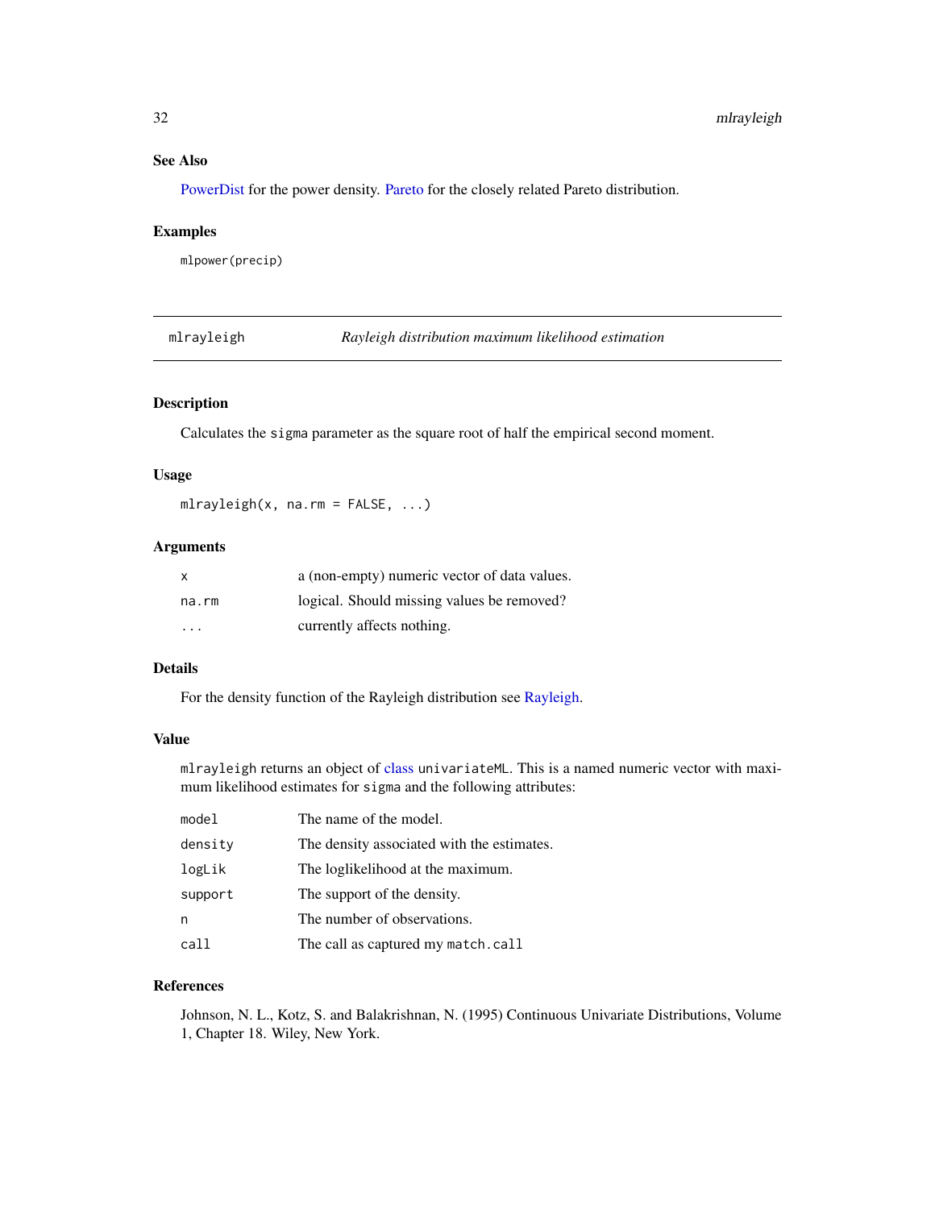## See Also

PowerDist for the power density. Pareto for the closely related Pareto distribution.

## Examples

```
mlpower(precip)
```

---

# mlrayleigh — *Rayleigh distribution maximum likelihood estimation*

---

## Description

Calculates the `sigma` parameter as the square root of half the empirical second moment.

## Usage

```
mlrayleigh(x, na.rm = FALSE, ...)
```

## Arguments

| | |
|---|---|
| `x` | a (non-empty) numeric vector of data values. |
| `na.rm` | logical. Should missing values be removed? |
| `...` | currently affects nothing. |

## Details

For the density function of the Rayleigh distribution see Rayleigh.

## Value

`mlrayleigh` returns an object of class `univariateML`. This is a named numeric vector with maximum likelihood estimates for `sigma` and the following attributes:

| | |
|---|---|
| `model` | The name of the model. |
| `density` | The density associated with the estimates. |
| `logLik` | The loglikelihood at the maximum. |
| `support` | The support of the density. |
| `n` | The number of observations. |
| `call` | The call as captured my `match.call` |

## References

Johnson, N. L., Kotz, S. and Balakrishnan, N. (1995) Continuous Univariate Distributions, Volume 1, Chapter 18. Wiley, New York.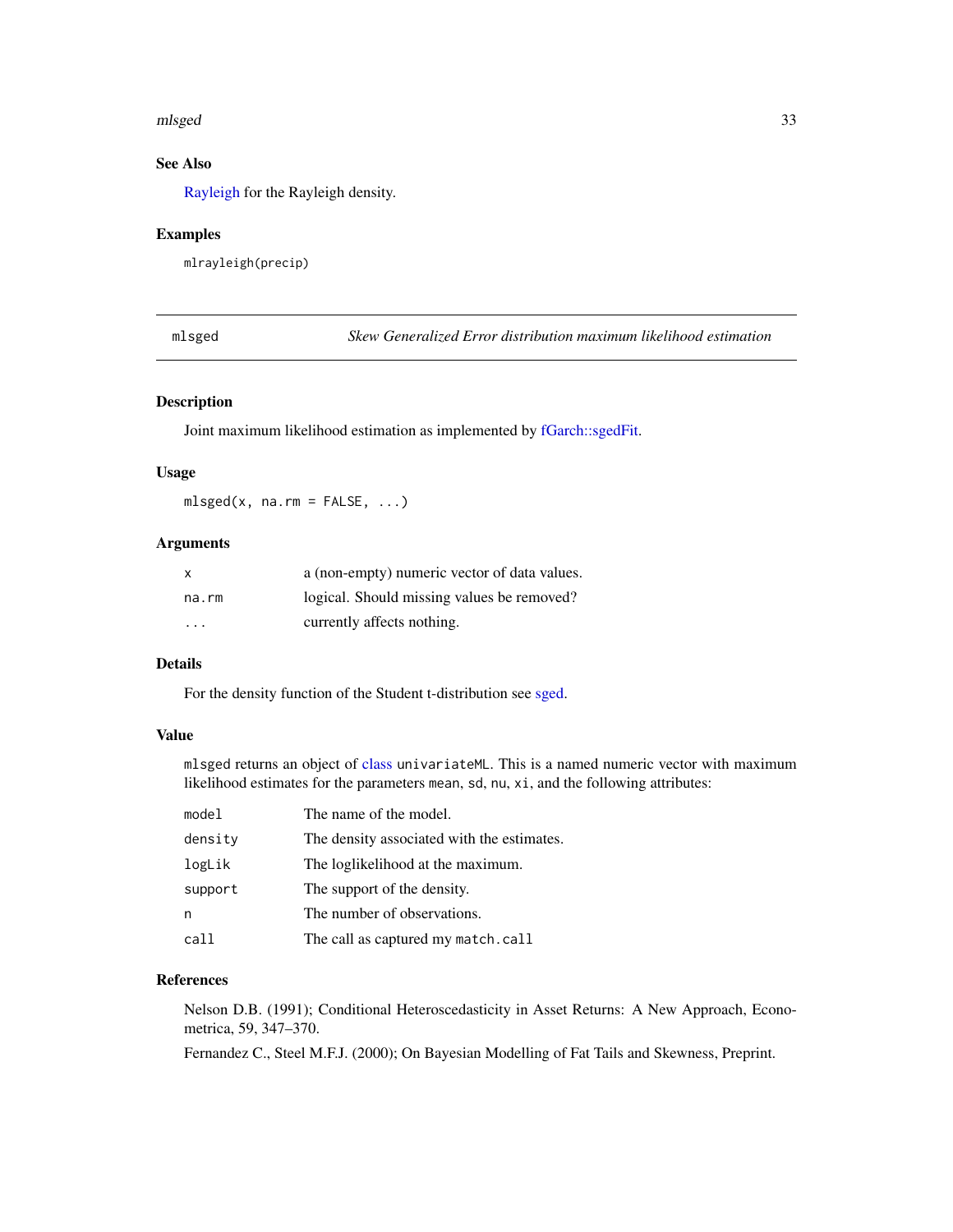## See Also

Rayleigh for the Rayleigh density.

## Examples

```
mlrayleigh(precip)
```

---

# mlsged — *Skew Generalized Error distribution maximum likelihood estimation*

## Description

Joint maximum likelihood estimation as implemented by fGarch::sgedFit.

## Usage

```
mlsged(x, na.rm = FALSE, ...)
```

## Arguments

| | |
|---|---|
| `x` | a (non-empty) numeric vector of data values. |
| `na.rm` | logical. Should missing values be removed? |
| `...` | currently affects nothing. |

## Details

For the density function of the Student t-distribution see sged.

## Value

`mlsged` returns an object of class `univariateML`. This is a named numeric vector with maximum likelihood estimates for the parameters `mean`, `sd`, `nu`, `xi`, and the following attributes:

| | |
|---|---|
| `model` | The name of the model. |
| `density` | The density associated with the estimates. |
| `logLik` | The loglikelihood at the maximum. |
| `support` | The support of the density. |
| `n` | The number of observations. |
| `call` | The call as captured my `match.call` |

## References

Nelson D.B. (1991); Conditional Heteroscedasticity in Asset Returns: A New Approach, Econometrica, 59, 347–370.

Fernandez C., Steel M.F.J. (2000); On Bayesian Modelling of Fat Tails and Skewness, Preprint.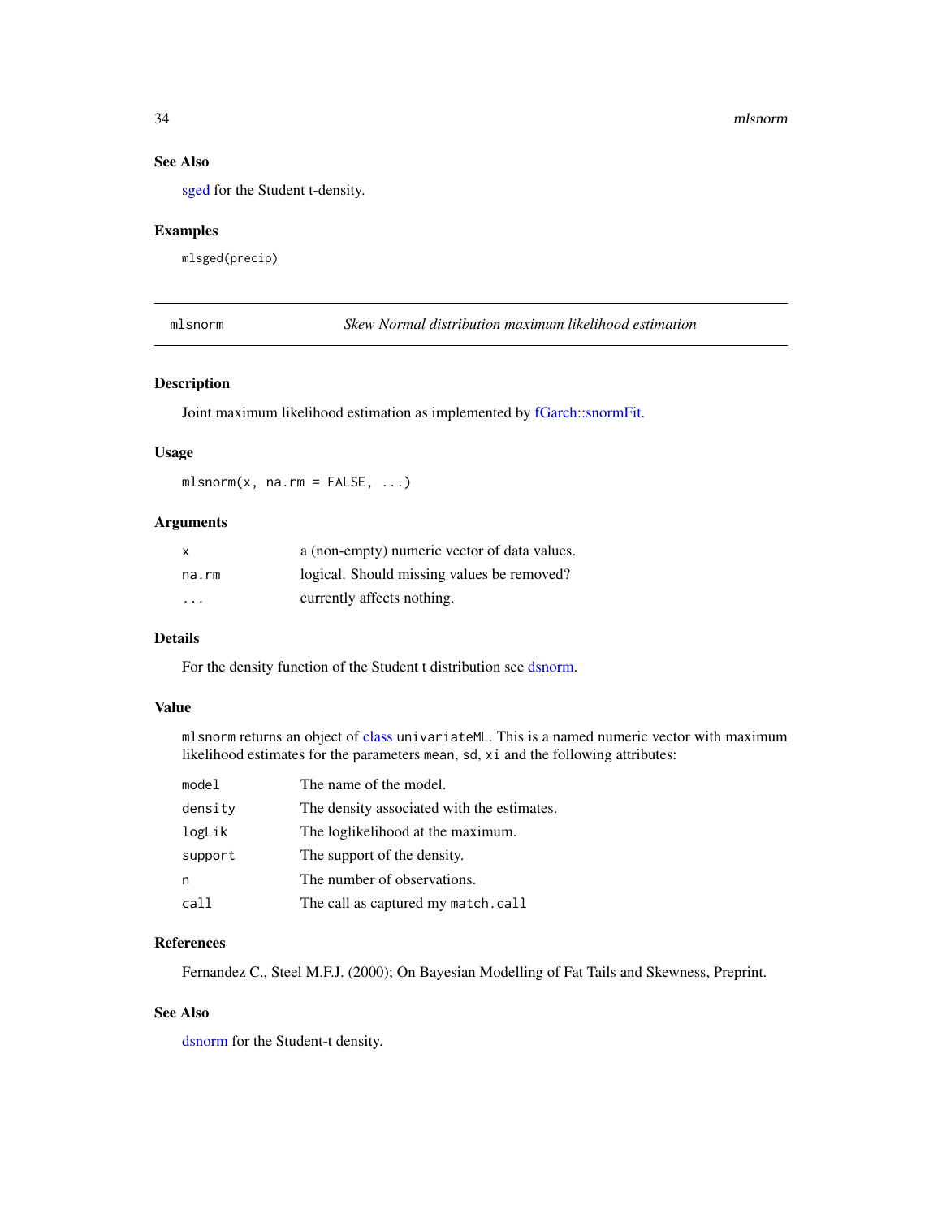### See Also

sged for the Student t-density.

### Examples

```
mlsged(precip)
```

---

## mlsnorm — *Skew Normal distribution maximum likelihood estimation*

---

### Description

Joint maximum likelihood estimation as implemented by fGarch::snormFit.

### Usage

```
mlsnorm(x, na.rm = FALSE, ...)
```

### Arguments

| | |
|---|---|
| x | a (non-empty) numeric vector of data values. |
| na.rm | logical. Should missing values be removed? |
| ... | currently affects nothing. |

### Details

For the density function of the Student t distribution see dsnorm.

### Value

`mlsnorm` returns an object of class `univariateML`. This is a named numeric vector with maximum likelihood estimates for the parameters `mean`, `sd`, `xi` and the following attributes:

| | |
|---|---|
| model | The name of the model. |
| density | The density associated with the estimates. |
| logLik | The loglikelihood at the maximum. |
| support | The support of the density. |
| n | The number of observations. |
| call | The call as captured my `match.call` |

### References

Fernandez C., Steel M.F.J. (2000); On Bayesian Modelling of Fat Tails and Skewness, Preprint.

### See Also

dsnorm for the Student-t density.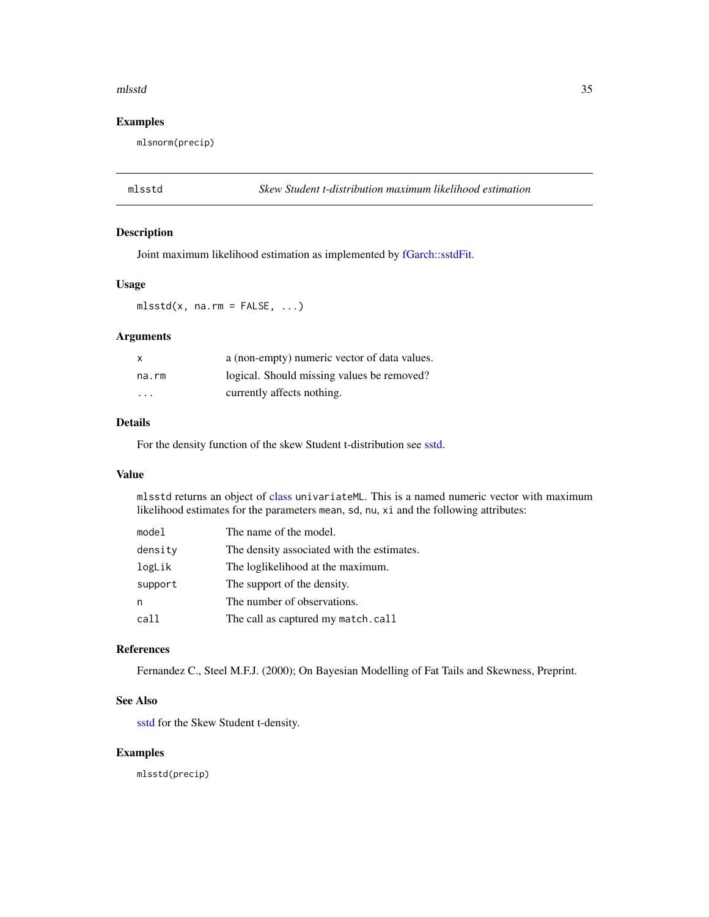## Examples

```
mlsnorm(precip)
```

---

# mlsstd *Skew Student t-distribution maximum likelihood estimation*

---

## Description

Joint maximum likelihood estimation as implemented by fGarch::sstdFit.

## Usage

```
mlsstd(x, na.rm = FALSE, ...)
```

## Arguments

| | |
|---|---|
| `x` | a (non-empty) numeric vector of data values. |
| `na.rm` | logical. Should missing values be removed? |
| `...` | currently affects nothing. |

## Details

For the density function of the skew Student t-distribution see sstd.

## Value

`mlsstd` returns an object of class `univariateML`. This is a named numeric vector with maximum likelihood estimates for the parameters `mean`, `sd`, `nu`, `xi` and the following attributes:

| | |
|---|---|
| `model` | The name of the model. |
| `density` | The density associated with the estimates. |
| `logLik` | The loglikelihood at the maximum. |
| `support` | The support of the density. |
| `n` | The number of observations. |
| `call` | The call as captured my `match.call` |

## References

Fernandez C., Steel M.F.J. (2000); On Bayesian Modelling of Fat Tails and Skewness, Preprint.

## See Also

sstd for the Skew Student t-density.

## Examples

```
mlsstd(precip)
```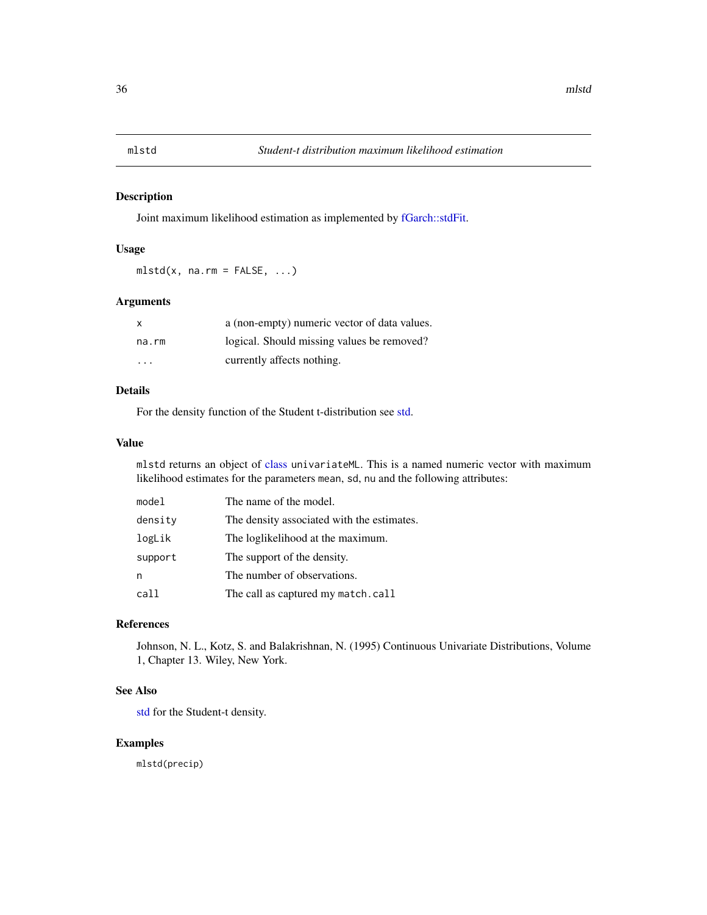# mlstd — *Student-t distribution maximum likelihood estimation*

## Description

Joint maximum likelihood estimation as implemented by fGarch::stdFit.

## Usage

```
mlstd(x, na.rm = FALSE, ...)
```

## Arguments

| | |
|---|---|
| `x` | a (non-empty) numeric vector of data values. |
| `na.rm` | logical. Should missing values be removed? |
| `...` | currently affects nothing. |

## Details

For the density function of the Student t-distribution see std.

## Value

`mlstd` returns an object of class `univariateML`. This is a named numeric vector with maximum likelihood estimates for the parameters `mean`, `sd`, `nu` and the following attributes:

| | |
|---|---|
| `model` | The name of the model. |
| `density` | The density associated with the estimates. |
| `logLik` | The loglikelihood at the maximum. |
| `support` | The support of the density. |
| `n` | The number of observations. |
| `call` | The call as captured my `match.call` |

## References

Johnson, N. L., Kotz, S. and Balakrishnan, N. (1995) Continuous Univariate Distributions, Volume 1, Chapter 13. Wiley, New York.

## See Also

std for the Student-t density.

## Examples

```
mlstd(precip)
```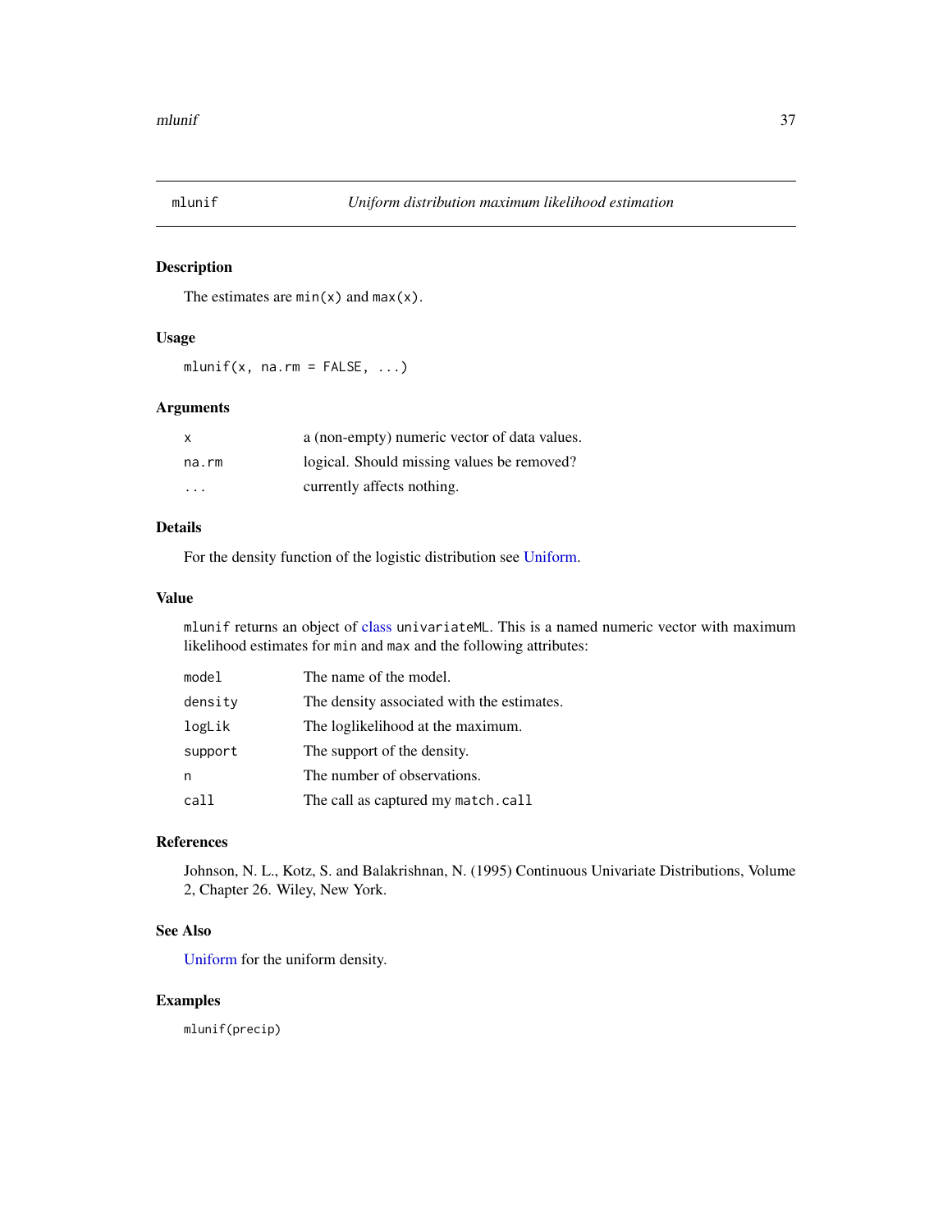## mlunif — *Uniform distribution maximum likelihood estimation*

### Description

The estimates are `min(x)` and `max(x)`.

### Usage

```
mlunif(x, na.rm = FALSE, ...)
```

### Arguments

| | |
|---|---|
| x | a (non-empty) numeric vector of data values. |
| na.rm | logical. Should missing values be removed? |
| ... | currently affects nothing. |

### Details

For the density function of the logistic distribution see Uniform.

### Value

`mlunif` returns an object of class `univariateML`. This is a named numeric vector with maximum likelihood estimates for `min` and `max` and the following attributes:

| | |
|---|---|
| model | The name of the model. |
| density | The density associated with the estimates. |
| logLik | The loglikelihood at the maximum. |
| support | The support of the density. |
| n | The number of observations. |
| call | The call as captured my `match.call` |

### References

Johnson, N. L., Kotz, S. and Balakrishnan, N. (1995) Continuous Univariate Distributions, Volume 2, Chapter 26. Wiley, New York.

### See Also

Uniform for the uniform density.

### Examples

```
mlunif(precip)
```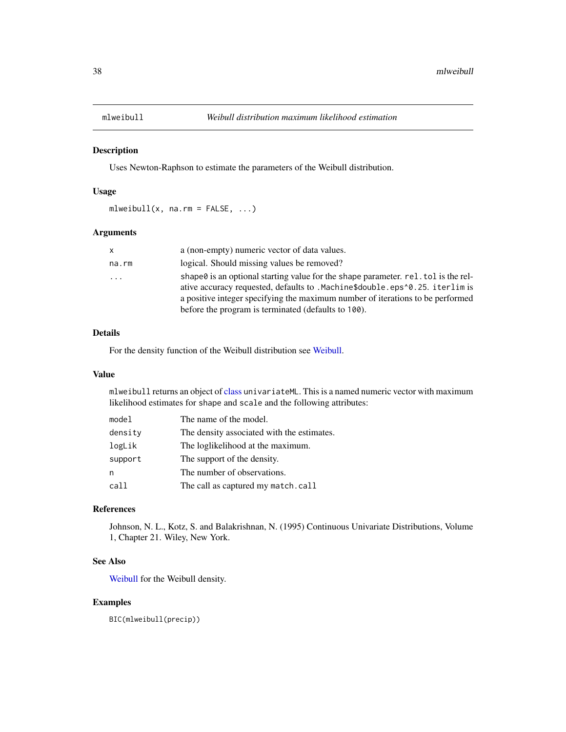# mlweibull — *Weibull distribution maximum likelihood estimation*

## Description

Uses Newton-Raphson to estimate the parameters of the Weibull distribution.

## Usage

```
mlweibull(x, na.rm = FALSE, ...)
```

## Arguments

| | |
|---|---|
| `x` | a (non-empty) numeric vector of data values. |
| `na.rm` | logical. Should missing values be removed? |
| `...` | `shape0` is an optional starting value for the `shape` parameter. `rel.tol` is the relative accuracy requested, defaults to `.Machine$double.eps^0.25`. `iterlim` is a positive integer specifying the maximum number of iterations to be performed before the program is terminated (defaults to `100`). |

## Details

For the density function of the Weibull distribution see Weibull.

## Value

`mlweibull` returns an object of class `univariateML`. This is a named numeric vector with maximum likelihood estimates for `shape` and `scale` and the following attributes:

| | |
|---|---|
| `model` | The name of the model. |
| `density` | The density associated with the estimates. |
| `logLik` | The loglikelihood at the maximum. |
| `support` | The support of the density. |
| `n` | The number of observations. |
| `call` | The call as captured my `match.call` |

## References

Johnson, N. L., Kotz, S. and Balakrishnan, N. (1995) Continuous Univariate Distributions, Volume 1, Chapter 21. Wiley, New York.

## See Also

Weibull for the Weibull density.

## Examples

```
BIC(mlweibull(precip))
```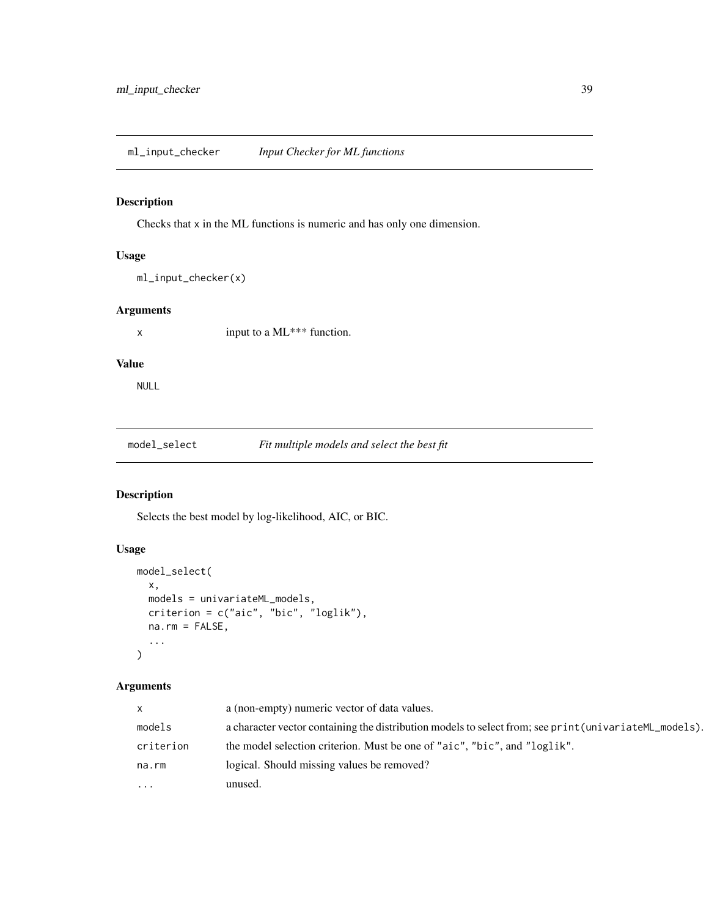## ml_input_checker *Input Checker for ML functions*

### Description

Checks that `x` in the ML functions is numeric and has only one dimension.

### Usage

```
ml_input_checker(x)
```

### Arguments

| | |
|---|---|
| `x` | input to a ML*** function. |

### Value

`NULL`

## model_select *Fit multiple models and select the best fit*

### Description

Selects the best model by log-likelihood, AIC, or BIC.

### Usage

```
model_select(
  x,
  models = univariateML_models,
  criterion = c("aic", "bic", "loglik"),
  na.rm = FALSE,
  ...
)
```

### Arguments

| | |
|---|---|
| `x` | a (non-empty) numeric vector of data values. |
| `models` | a character vector containing the distribution models to select from; see `print(univariateML_models)`. |
| `criterion` | the model selection criterion. Must be one of `"aic"`, `"bic"`, and `"loglik"`. |
| `na.rm` | logical. Should missing values be removed? |
| `...` | unused. |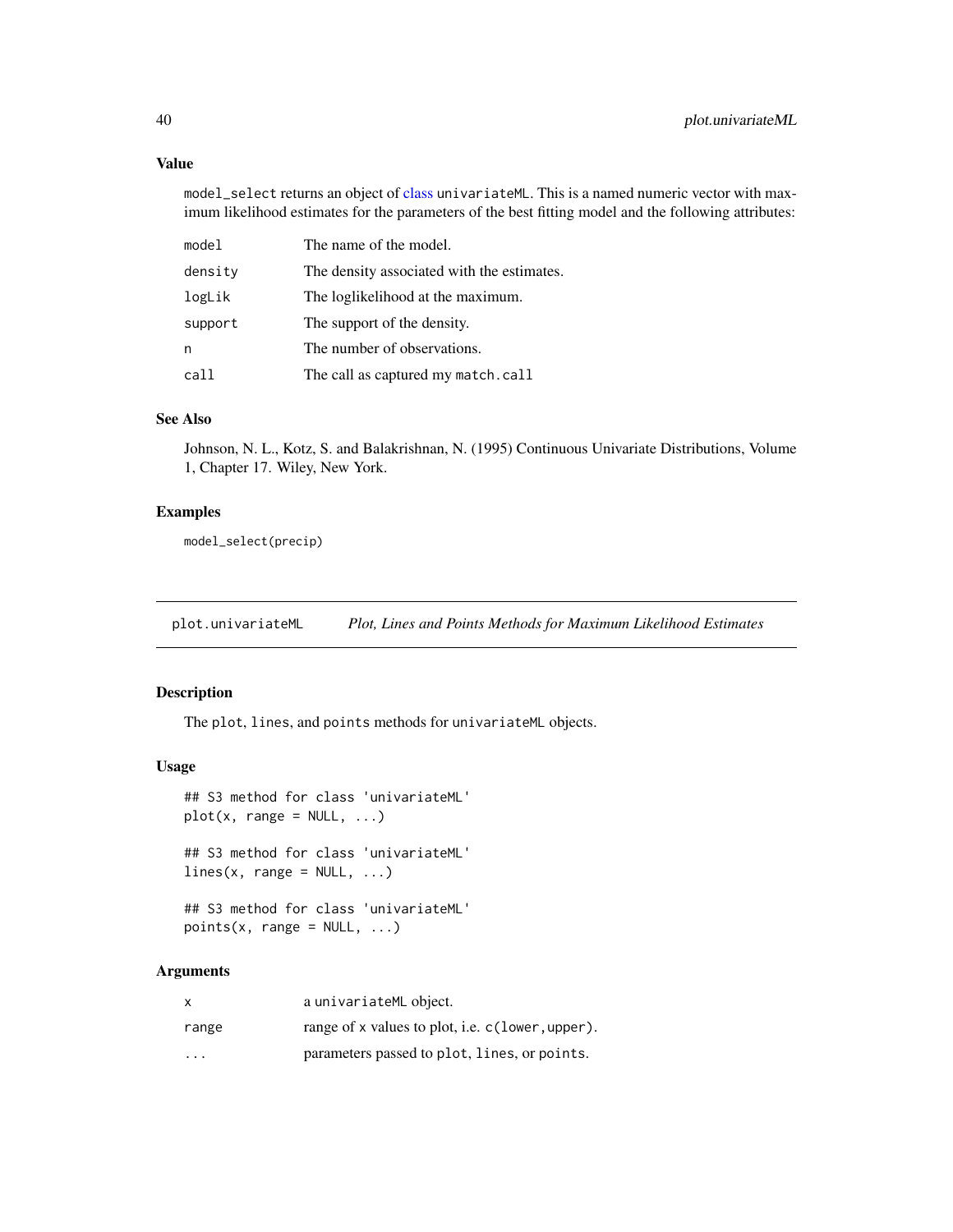### Value

`model_select` returns an object of class `univariateML`. This is a named numeric vector with maximum likelihood estimates for the parameters of the best fitting model and the following attributes:

| | |
|---|---|
| `model` | The name of the model. |
| `density` | The density associated with the estimates. |
| `logLik` | The loglikelihood at the maximum. |
| `support` | The support of the density. |
| `n` | The number of observations. |
| `call` | The call as captured my `match.call` |

### See Also

Johnson, N. L., Kotz, S. and Balakrishnan, N. (1995) Continuous Univariate Distributions, Volume 1, Chapter 17. Wiley, New York.

### Examples

```
model_select(precip)
```

---

## plot.univariateML    *Plot, Lines and Points Methods for Maximum Likelihood Estimates*

---

### Description

The `plot`, `lines`, and `points` methods for `univariateML` objects.

### Usage

```
## S3 method for class 'univariateML'
plot(x, range = NULL, ...)

## S3 method for class 'univariateML'
lines(x, range = NULL, ...)

## S3 method for class 'univariateML'
points(x, range = NULL, ...)
```

### Arguments

| | |
|---|---|
| `x` | a `univariateML` object. |
| `range` | range of `x` values to plot, i.e. `c(lower,upper)`. |
| `...` | parameters passed to `plot`, `lines`, or `points`. |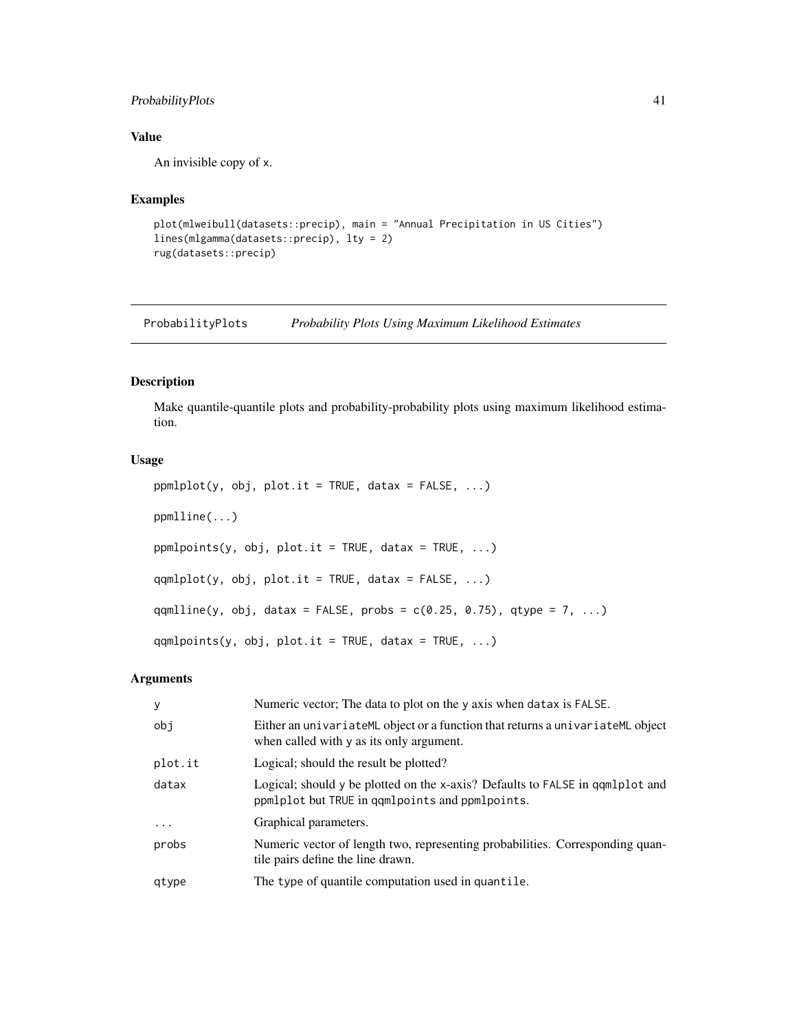## Value

An invisible copy of x.

## Examples

```
plot(mlweibull(datasets::precip), main = "Annual Precipitation in US Cities")
lines(mlgamma(datasets::precip), lty = 2)
rug(datasets::precip)
```

---

ProbabilityPlots *Probability Plots Using Maximum Likelihood Estimates*

---

## Description

Make quantile-quantile plots and probability-probability plots using maximum likelihood estimation.

## Usage

```
ppmlplot(y, obj, plot.it = TRUE, datax = FALSE, ...)

ppmlline(...)

ppmlpoints(y, obj, plot.it = TRUE, datax = TRUE, ...)

qqmlplot(y, obj, plot.it = TRUE, datax = FALSE, ...)

qqmlline(y, obj, datax = FALSE, probs = c(0.25, 0.75), qtype = 7, ...)

qqmlpoints(y, obj, plot.it = TRUE, datax = TRUE, ...)
```

## Arguments

| | |
|---|---|
| y | Numeric vector; The data to plot on the y axis when datax is FALSE. |
| obj | Either an univariateML object or a function that returns a univariateML object when called with y as its only argument. |
| plot.it | Logical; should the result be plotted? |
| datax | Logical; should y be plotted on the x-axis? Defaults to FALSE in qqmlplot and ppmlplot but TRUE in qqmlpoints and ppmlpoints. |
| ... | Graphical parameters. |
| probs | Numeric vector of length two, representing probabilities. Corresponding quantile pairs define the line drawn. |
| qtype | The type of quantile computation used in quantile. |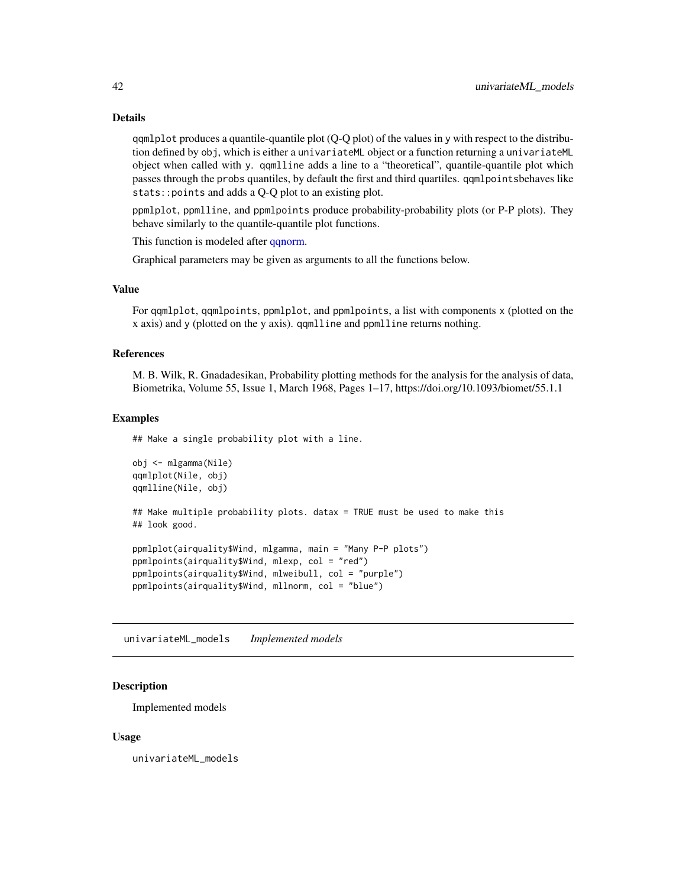### Details

qqmlplot produces a quantile-quantile plot (Q-Q plot) of the values in y with respect to the distribution defined by obj, which is either a univariateML object or a function returning a univariateML object when called with y. qqmlline adds a line to a "theoretical", quantile-quantile plot which passes through the probs quantiles, by default the first and third quartiles. qqmlpointsbehaves like stats::points and adds a Q-Q plot to an existing plot.

ppmlplot, ppmlline, and ppmlpoints produce probability-probability plots (or P-P plots). They behave similarly to the quantile-quantile plot functions.

This function is modeled after qqnorm.

Graphical parameters may be given as arguments to all the functions below.

### Value

For qqmlplot, qqmlpoints, ppmlplot, and ppmlpoints, a list with components x (plotted on the x axis) and y (plotted on the y axis). qqmlline and ppmlline returns nothing.

### References

M. B. Wilk, R. Gnadadesikan, Probability plotting methods for the analysis for the analysis of data, Biometrika, Volume 55, Issue 1, March 1968, Pages 1–17, https://doi.org/10.1093/biomet/55.1.1

### Examples

```
## Make a single probability plot with a line.

obj <- mlgamma(Nile)
qqmlplot(Nile, obj)
qqmlline(Nile, obj)

## Make multiple probability plots. datax = TRUE must be used to make this
## look good.

ppmlplot(airquality$Wind, mlgamma, main = "Many P-P plots")
ppmlpoints(airquality$Wind, mlexp, col = "red")
ppmlpoints(airquality$Wind, mlweibull, col = "purple")
ppmlpoints(airquality$Wind, mllnorm, col = "blue")
```

---

## univariateML_models *Implemented models*

### Description

Implemented models

### Usage

```
univariateML_models
```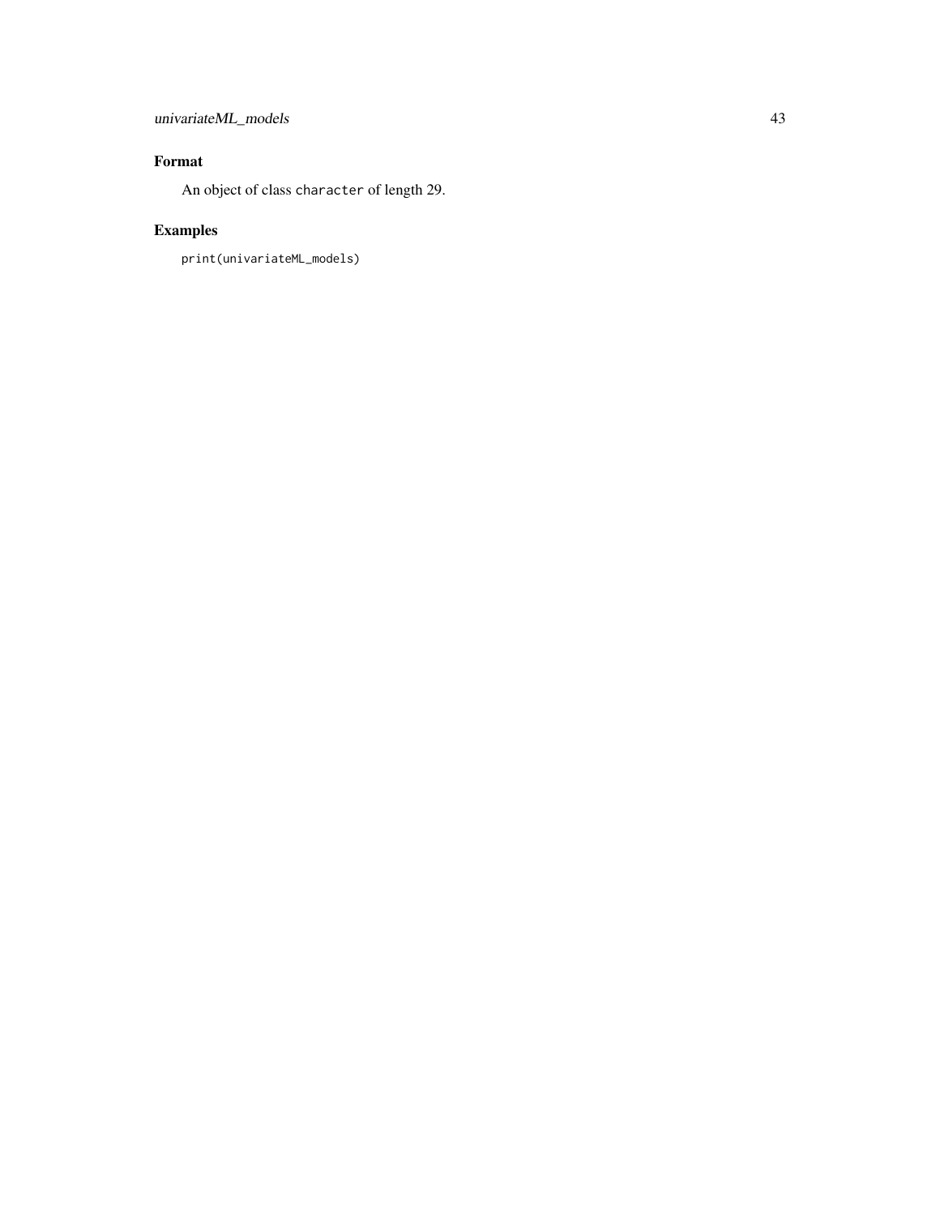## Format

An object of class `character` of length 29.

## Examples

```
print(univariateML_models)
```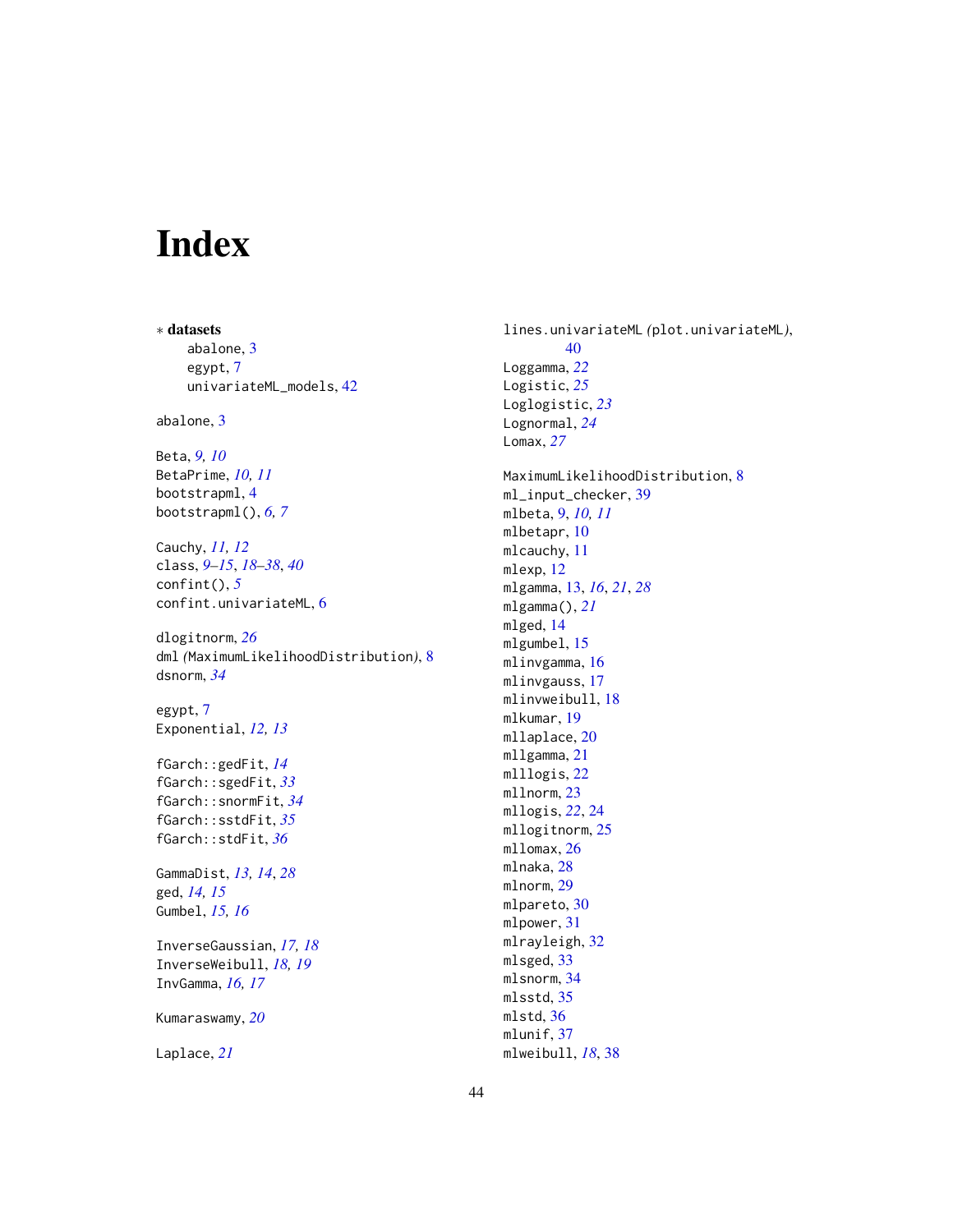# Index

∗ **datasets**
  abalone, 3
  egypt, 7
  univariateML_models, 42

abalone, 3

Beta, *9, 10*
BetaPrime, *10, 11*
bootstrapml, 4
bootstrapml(), *6, 7*

Cauchy, *11, 12*
class, *9–15*, *18–38*, *40*
confint(), *5*
confint.univariateML, 6

dlogitnorm, *26*
dml *(*MaximumLikelihoodDistribution*)*, 8
dsnorm, *34*

egypt, 7
Exponential, *12, 13*

fGarch::gedFit, *14*
fGarch::sgedFit, *33*
fGarch::snormFit, *34*
fGarch::sstdFit, *35*
fGarch::stdFit, *36*

GammaDist, *13, 14*, *28*
ged, *14, 15*
Gumbel, *15, 16*

InverseGaussian, *17, 18*
InverseWeibull, *18, 19*
InvGamma, *16, 17*

Kumaraswamy, *20*

Laplace, *21*

lines.univariateML *(*plot.univariateML*)*, 40
Loggamma, *22*
Logistic, *25*
Loglogistic, *23*
Lognormal, *24*
Lomax, *27*

MaximumLikelihoodDistribution, 8
ml_input_checker, 39
mlbeta, 9, *10, 11*
mlbetapr, 10
mlcauchy, 11
mlexp, 12
mlgamma, 13, *16*, *21*, *28*
mlgamma(), *21*
mlged, 14
mlgumbel, 15
mlinvgamma, 16
mlinvgauss, 17
mlinvweibull, 18
mlkumar, 19
mllaplace, 20
mllgamma, 21
mlllogis, 22
mllnorm, 23
mllogis, *22*, 24
mllogitnorm, 25
mllomax, 26
mlnaka, 28
mlnorm, 29
mlpareto, 30
mlpower, 31
mlrayleigh, 32
mlsged, 33
mlsnorm, 34
mlsstd, 35
mlstd, 36
mlunif, 37
mlweibull, *18*, 38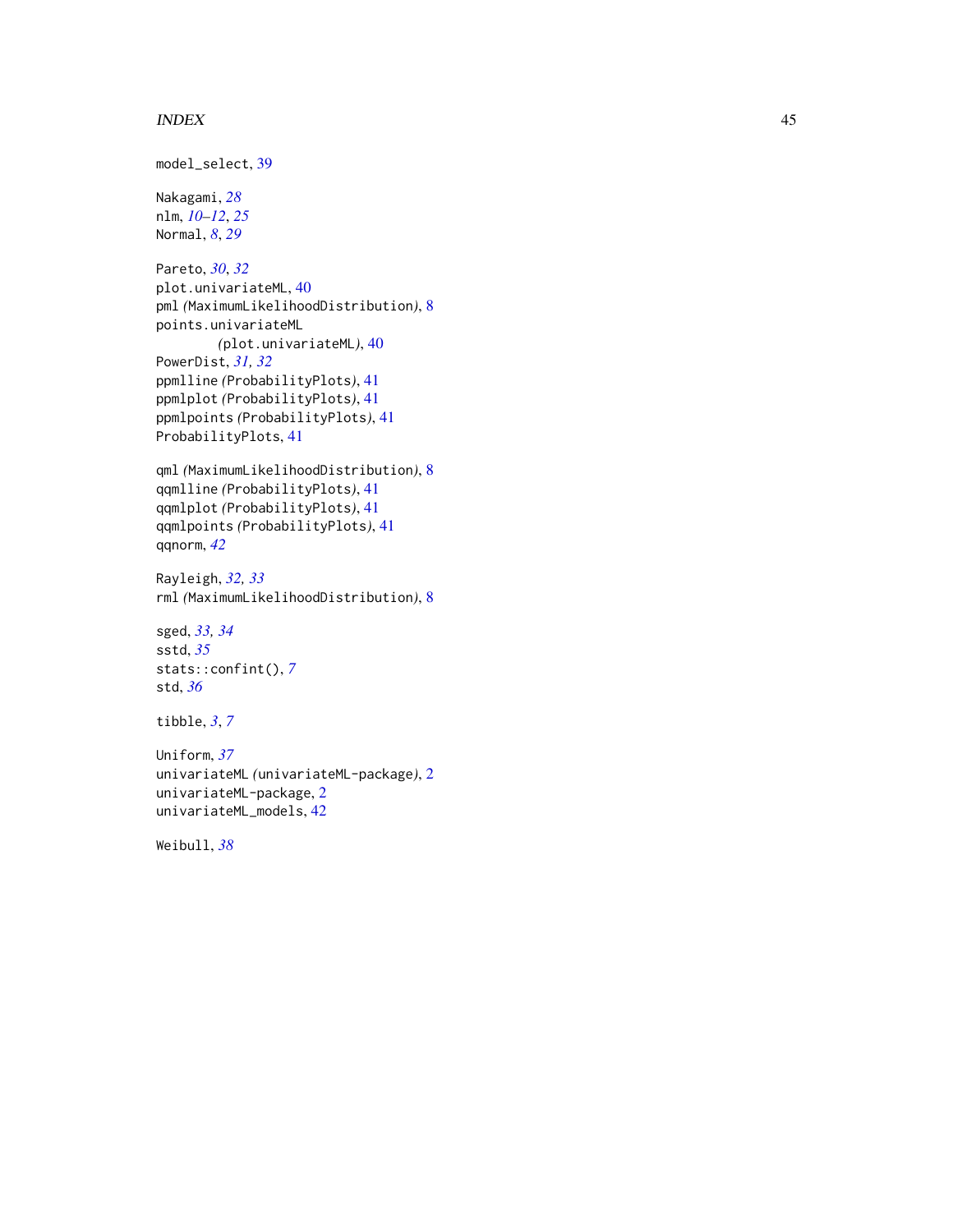model_select, 39

Nakagami, *28*
nlm, *10–12*, *25*
Normal, *8*, *29*

Pareto, *30*, *32*
plot.univariateML, 40
pml *(*MaximumLikelihoodDistribution*)*, 8
points.univariateML
        *(*plot.univariateML*)*, 40
PowerDist, *31, 32*
ppmlline *(*ProbabilityPlots*)*, 41
ppmlplot *(*ProbabilityPlots*)*, 41
ppmlpoints *(*ProbabilityPlots*)*, 41
ProbabilityPlots, 41

qml *(*MaximumLikelihoodDistribution*)*, 8
qqmlline *(*ProbabilityPlots*)*, 41
qqmlplot *(*ProbabilityPlots*)*, 41
qqmlpoints *(*ProbabilityPlots*)*, 41
qqnorm, *42*

Rayleigh, *32, 33*
rml *(*MaximumLikelihoodDistribution*)*, 8

sged, *33, 34*
sstd, *35*
stats::confint(), *7*
std, *36*

tibble, *3*, *7*

Uniform, *37*
univariateML *(*univariateML-package*)*, 2
univariateML-package, 2
univariateML_models, 42

Weibull, *38*